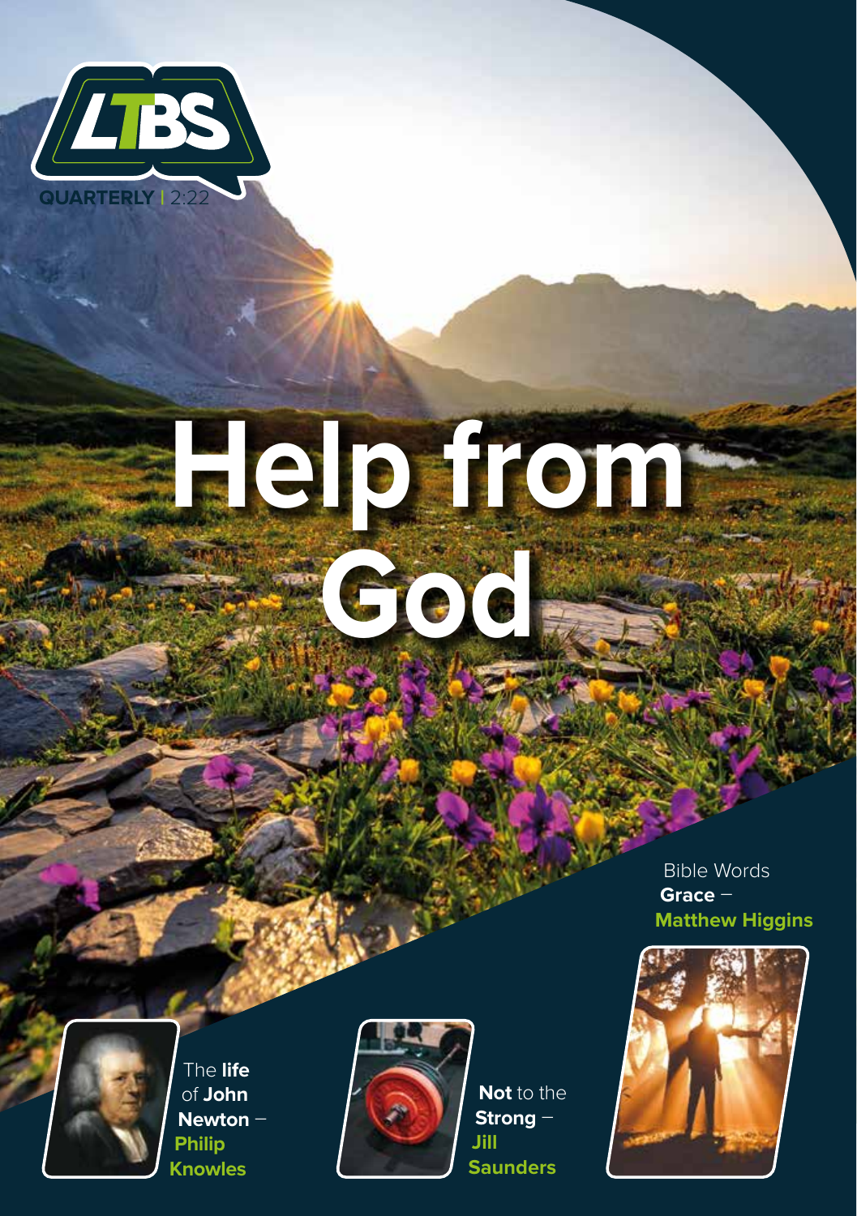LTBS

QUARTERLY | 2:22

# Help from God

Bible Words **Grace** – **Matthew Higgins**

The **life** of **John Newton** – **Philip Knowles**

**Not** to the **Strong** – **Jill Saunders**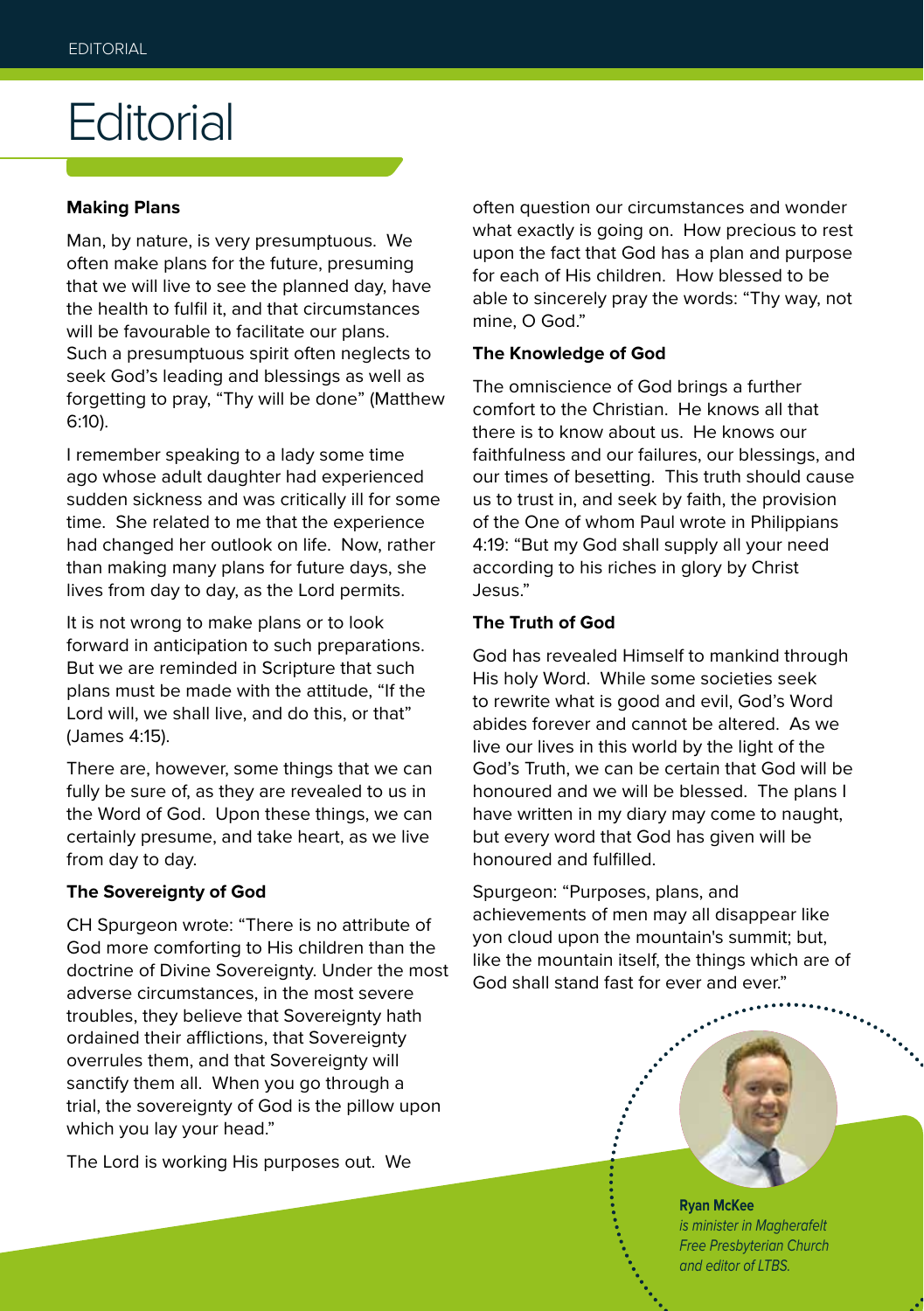# Editorial

### Making Plans

Man, by nature, is very presumptuous. We often make plans for the future, presuming that we will live to see the planned day, have the health to fulfil it, and that circumstances will be favourable to facilitate our plans. Such a presumptuous spirit often neglects to seek God's leading and blessings as well as forgetting to pray, "Thy will be done" (Matthew 6:10).

I remember speaking to a lady some time ago whose adult daughter had experienced sudden sickness and was critically ill for some time. She related to me that the experience had changed her outlook on life. Now, rather than making many plans for future days, she lives from day to day, as the Lord permits.

It is not wrong to make plans or to look forward in anticipation to such preparations. But we are reminded in Scripture that such plans must be made with the attitude, "If the Lord will, we shall live, and do this, or that" (James 4:15).

There are, however, some things that we can fully be sure of, as they are revealed to us in the Word of God. Upon these things, we can certainly presume, and take heart, as we live from day to day.

### The Sovereignty of God

CH Spurgeon wrote: "There is no attribute of God more comforting to His children than the doctrine of Divine Sovereignty. Under the most adverse circumstances, in the most severe troubles, they believe that Sovereignty hath ordained their afflictions, that Sovereignty overrules them, and that Sovereignty will sanctify them all. When you go through a trial, the sovereignty of God is the pillow upon which you lay your head."

The Lord is working His purposes out. We often question our circumstances and wonder what exactly is going on. How precious to rest upon the fact that God has a plan and purpose for each of His children. How blessed to be able to sincerely pray the words: "Thy way, not mine, O God."

### The Knowledge of God

The omniscience of God brings a further comfort to the Christian. He knows all that there is to know about us. He knows our faithfulness and our failures, our blessings, and our times of besetting. This truth should cause us to trust in, and seek by faith, the provision of the One of whom Paul wrote in Philippians 4:19: "But my God shall supply all your need according to his riches in glory by Christ Jesus."

### The Truth of God

God has revealed Himself to mankind through His holy Word. While some societies seek to rewrite what is good and evil, God's Word abides forever and cannot be altered. As we live our lives in this world by the light of the God's Truth, we can be certain that God will be honoured and we will be blessed. The plans I have written in my diary may come to naught, but every word that God has given will be honoured and fulfilled.

Spurgeon: "Purposes, plans, and achievements of men may all disappear like yon cloud upon the mountain's summit; but, like the mountain itself, the things which are of God shall stand fast for ever and ever."

**Ryan McKee**
*is minister in Magherafelt Free Presbyterian Church and editor of LTBS.*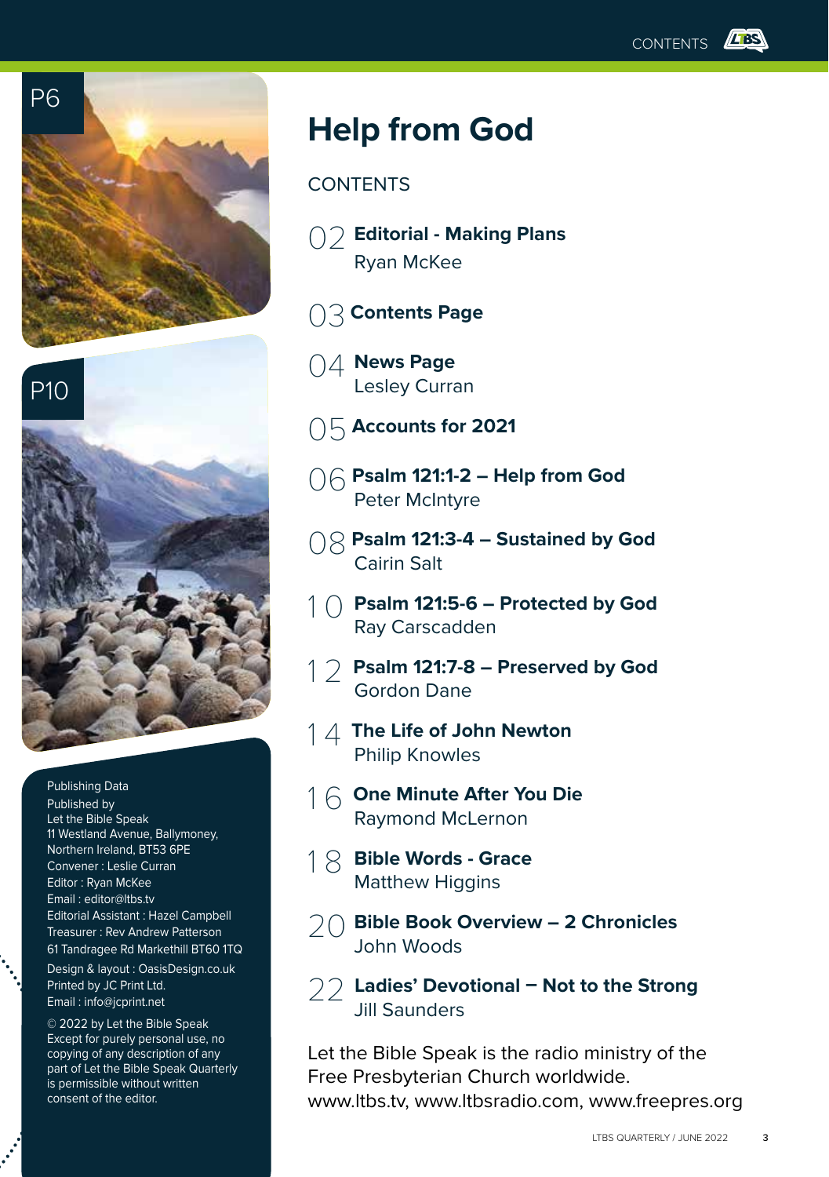# Help from God

CONTENTS

02 **Editorial - Making Plans**
Ryan McKee

03 **Contents Page**

04 **News Page**
Lesley Curran

05 **Accounts for 2021**

06 **Psalm 121:1-2 – Help from God**
Peter McIntyre

08 **Psalm 121:3-4 – Sustained by God**
Cairin Salt

10 **Psalm 121:5-6 – Protected by God**
Ray Carscadden

12 **Psalm 121:7-8 – Preserved by God**
Gordon Dane

14 **The Life of John Newton**
Philip Knowles

16 **One Minute After You Die**
Raymond McLernon

18 **Bible Words - Grace**
Matthew Higgins

20 **Bible Book Overview – 2 Chronicles**
John Woods

22 **Ladies' Devotional – Not to the Strong**
Jill Saunders

Let the Bible Speak is the radio ministry of the Free Presbyterian Church worldwide.
www.ltbs.tv, www.ltbsradio.com, www.freepres.org

P6

P10

Publishing Data
Published by
Let the Bible Speak
11 Westland Avenue, Ballymoney,
Northern Ireland, BT53 6PE
Convener : Leslie Curran
Editor : Ryan McKee
Email : editor@ltbs.tv
Editorial Assistant : Hazel Campbell
Treasurer : Rev Andrew Patterson
61 Tandragee Rd Markethill BT60 1TQ
Design & layout : OasisDesign.co.uk
Printed by JC Print Ltd.
Email : info@jcprint.net

© 2022 by Let the Bible Speak
Except for purely personal use, no copying of any description of any part of Let the Bible Speak Quarterly is permissible without written consent of the editor.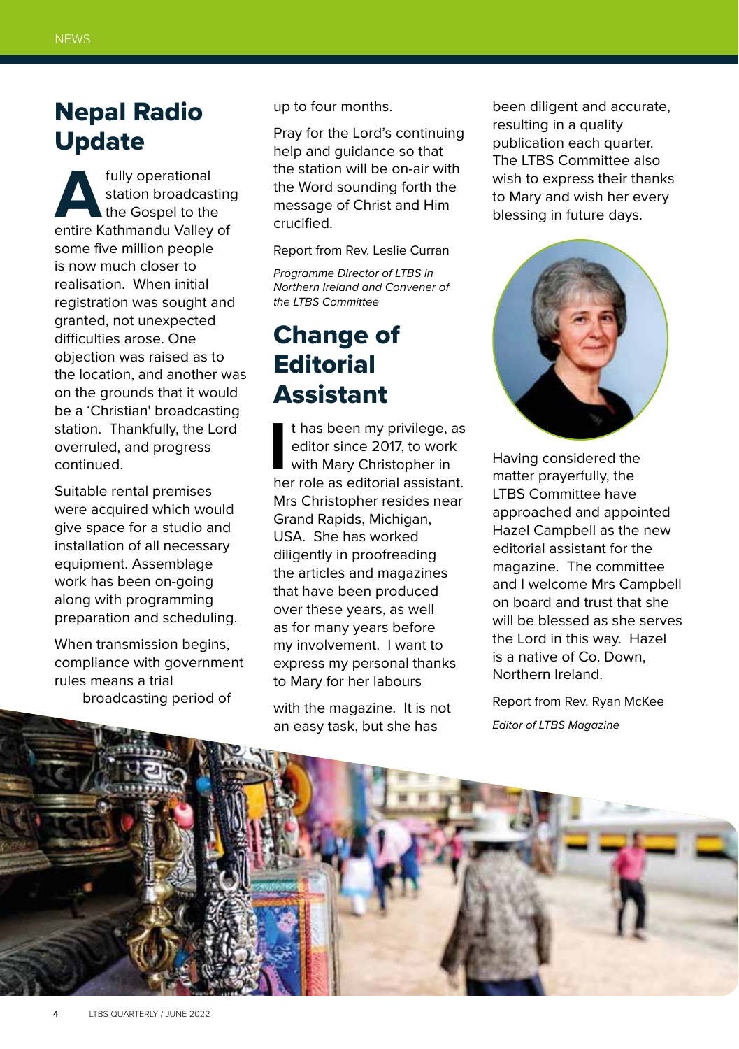## Nepal Radio Update

A fully operational station broadcasting the Gospel to the entire Kathmandu Valley of some five million people is now much closer to realisation. When initial registration was sought and granted, not unexpected difficulties arose. One objection was raised as to the location, and another was on the grounds that it would be a 'Christian' broadcasting station. Thankfully, the Lord overruled, and progress continued.

Suitable rental premises were acquired which would give space for a studio and installation of all necessary equipment. Assemblage work has been on-going along with programming preparation and scheduling.

When transmission begins, compliance with government rules means a trial broadcasting period of up to four months.

Pray for the Lord's continuing help and guidance so that the station will be on-air with the Word sounding forth the message of Christ and Him crucified.

Report from Rev. Leslie Curran

*Programme Director of LTBS in Northern Ireland and Convener of the LTBS Committee*

## Change of Editorial Assistant

It has been my privilege, as editor since 2017, to work with Mary Christopher in her role as editorial assistant. Mrs Christopher resides near Grand Rapids, Michigan, USA. She has worked diligently in proofreading the articles and magazines that have been produced over these years, as well as for many years before my involvement. I want to express my personal thanks to Mary for her labours with the magazine. It is not an easy task, but she has been diligent and accurate, resulting in a quality publication each quarter. The LTBS Committee also wish to express their thanks to Mary and wish her every blessing in future days.

Having considered the matter prayerfully, the LTBS Committee have approached and appointed Hazel Campbell as the new editorial assistant for the magazine. The committee and I welcome Mrs Campbell on board and trust that she will be blessed as she serves the Lord in this way. Hazel is a native of Co. Down, Northern Ireland.

Report from Rev. Ryan McKee

*Editor of LTBS Magazine*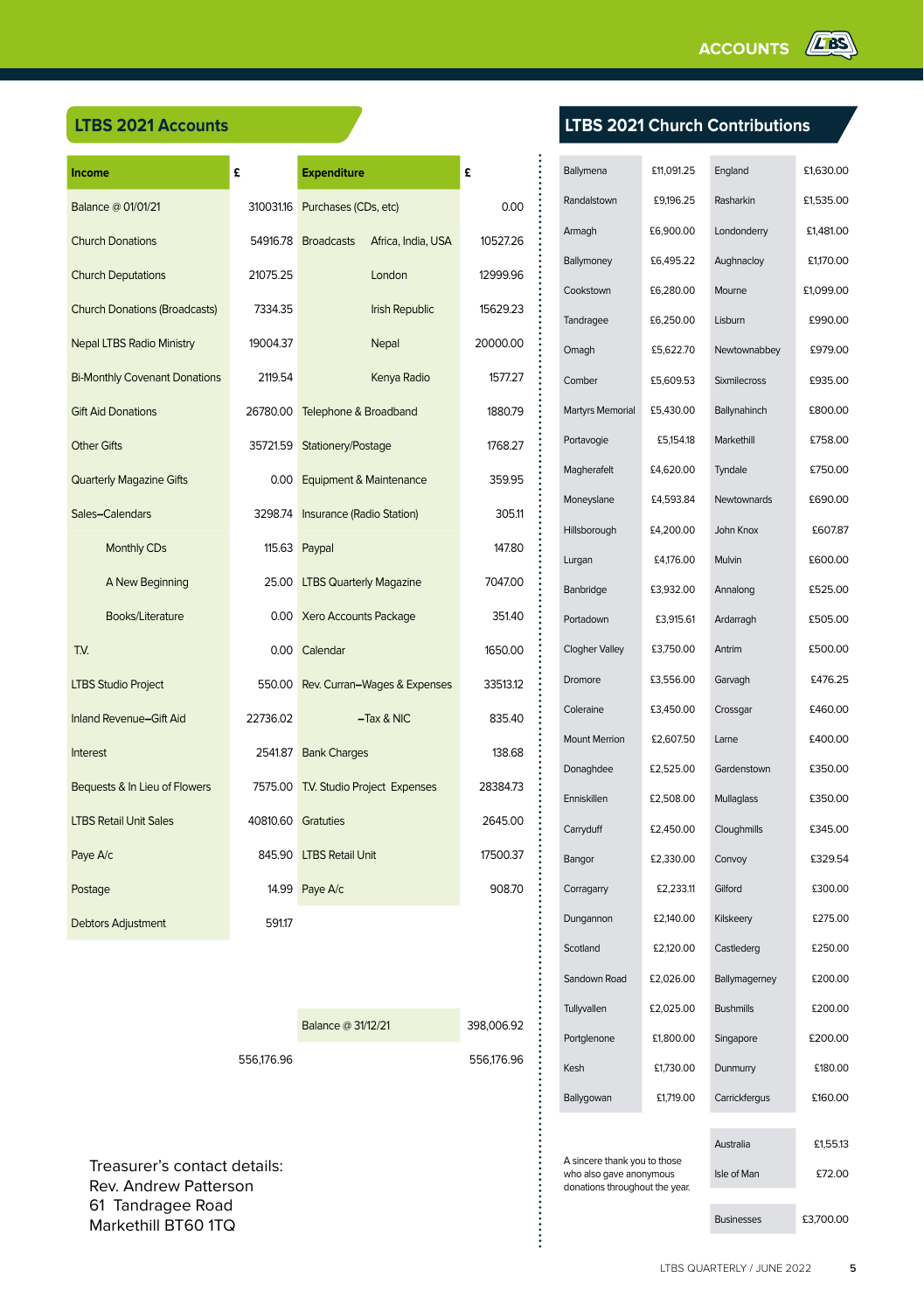## LTBS 2021 Accounts

| Income | £ | Expenditure | | £ |
|---|---|---|---|---|
| Balance @ 01/01/21 | 310031.16 | Purchases (CDs, etc) | | 0.00 |
| Church Donations | 54916.78 | Broadcasts | Africa, India, USA | 10527.26 |
| Church Deputations | 21075.25 | | London | 12999.96 |
| Church Donations (Broadcasts) | 7334.35 | | Irish Republic | 15629.23 |
| Nepal LTBS Radio Ministry | 19004.37 | | Nepal | 20000.00 |
| Bi-Monthly Covenant Donations | 2119.54 | | Kenya Radio | 1577.27 |
| Gift Aid Donations | 26780.00 | Telephone & Broadband | | 1880.79 |
| Other Gifts | 35721.59 | Stationery/Postage | | 1768.27 |
| Quarterly Magazine Gifts | 0.00 | Equipment & Maintenance | | 359.95 |
| Sales–Calendars | 3298.74 | Insurance (Radio Station) | | 305.11 |
| Monthly CDs | 115.63 | Paypal | | 147.80 |
| A New Beginning | 25.00 | LTBS Quarterly Magazine | | 7047.00 |
| Books/Literature | 0.00 | Xero Accounts Package | | 351.40 |
| T.V. | 0.00 | Calendar | | 1650.00 |
| LTBS Studio Project | 550.00 | Rev. Curran–Wages & Expenses | | 33513.12 |
| Inland Revenue–Gift Aid | 22736.02 | | –Tax & NIC | 835.40 |
| Interest | 2541.87 | Bank Charges | | 138.68 |
| Bequests & In Lieu of Flowers | 7575.00 | T.V. Studio Project Expenses | | 28384.73 |
| LTBS Retail Unit Sales | 40810.60 | Gratuties | | 2645.00 |
| Paye A/c | 845.90 | LTBS Retail Unit | | 17500.37 |
| Postage | 14.99 | Paye A/c | | 908.70 |
| Debtors Adjustment | 591.17 | | | |
| | | Balance @ 31/12/21 | | 398,006.92 |
| | 556,176.96 | | | 556,176.96 |

Treasurer's contact details:
Rev. Andrew Patterson
61 Tandragee Road
Markethill BT60 1TQ

## LTBS 2021 Church Contributions

| | | | |
|---|---|---|---|
| Ballymena | £11,091.25 | England | £1,630.00 |
| Randalstown | £9,196.25 | Rasharkin | £1,535.00 |
| Armagh | £6,900.00 | Londonderry | £1,481.00 |
| Ballymoney | £6,495.22 | Aughnacloy | £1,170.00 |
| Cookstown | £6,280.00 | Mourne | £1,099.00 |
| Tandragee | £6,250.00 | Lisburn | £990.00 |
| Omagh | £5,622.70 | Newtownabbey | £979.00 |
| Comber | £5,609.53 | Sixmilecross | £935.00 |
| Martyrs Memorial | £5,430.00 | Ballynahinch | £800.00 |
| Portavogie | £5,154.18 | Markethill | £758.00 |
| Magherafelt | £4,620.00 | Tyndale | £750.00 |
| Moneyslane | £4,593.84 | Newtownards | £690.00 |
| Hillsborough | £4,200.00 | John Knox | £607.87 |
| Lurgan | £4,176.00 | Mulvin | £600.00 |
| Banbridge | £3,932.00 | Annalong | £525.00 |
| Portadown | £3,915.61 | Ardarragh | £505.00 |
| Clogher Valley | £3,750.00 | Antrim | £500.00 |
| Dromore | £3,556.00 | Garvagh | £476.25 |
| Coleraine | £3,450.00 | Crossgar | £460.00 |
| Mount Merrion | £2,607.50 | Larne | £400.00 |
| Donaghdee | £2,525.00 | Gardenstown | £350.00 |
| Enniskillen | £2,508.00 | Mullaglass | £350.00 |
| Carryduff | £2,450.00 | Cloughmills | £345.00 |
| Bangor | £2,330.00 | Convoy | £329.54 |
| Corragarry | £2,233.11 | Gilford | £300.00 |
| Dungannon | £2,140.00 | Kilskeery | £275.00 |
| Scotland | £2,120.00 | Castlederg | £250.00 |
| Sandown Road | £2,026.00 | Ballymagerney | £200.00 |
| Tullyvallen | £2,025.00 | Bushmills | £200.00 |
| Portglenone | £1,800.00 | Singapore | £200.00 |
| Kesh | £1,730.00 | Dunmurry | £180.00 |
| Ballygowan | £1,719.00 | Carrickfergus | £160.00 |
| | | Australia | £1,55.13 |
| | | Isle of Man | £72.00 |
| | | Businesses | £3,700.00 |

A sincere thank you to those who also gave anonymous donations throughout the year.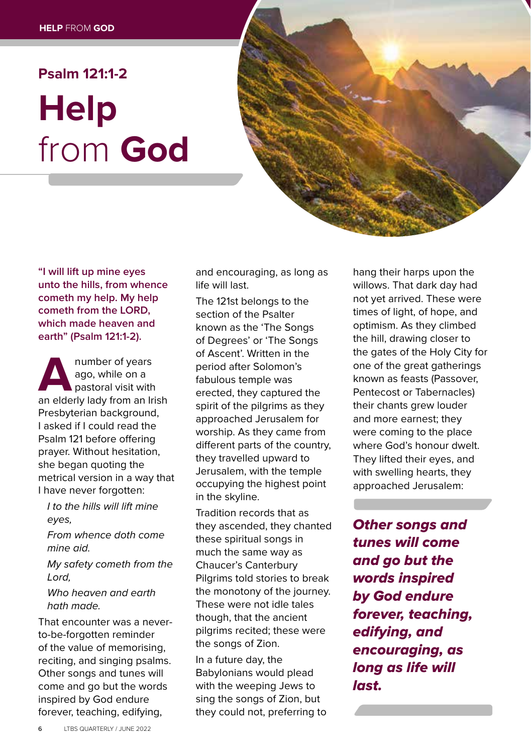### Psalm 121:1-2

# Help from God

**"I will lift up mine eyes unto the hills, from whence cometh my help. My help cometh from the LORD, which made heaven and earth" (Psalm 121:1-2).**

A number of years ago, while on a pastoral visit with an elderly lady from an Irish Presbyterian background, I asked if I could read the Psalm 121 before offering prayer. Without hesitation, she began quoting the metrical version in a way that I have never forgotten:

*I to the hills will lift mine eyes,*

*From whence doth come mine aid.*

*My safety cometh from the Lord,*

*Who heaven and earth hath made.*

That encounter was a never-to-be-forgotten reminder of the value of memorising, reciting, and singing psalms. Other songs and tunes will come and go but the words inspired by God endure forever, teaching, edifying, and encouraging, as long as life will last.

The 121st belongs to the section of the Psalter known as the 'The Songs of Degrees' or 'The Songs of Ascent'. Written in the period after Solomon's fabulous temple was erected, they captured the spirit of the pilgrims as they approached Jerusalem for worship. As they came from different parts of the country, they travelled upward to Jerusalem, with the temple occupying the highest point in the skyline.

Tradition records that as they ascended, they chanted these spiritual songs in much the same way as Chaucer's Canterbury Pilgrims told stories to break the monotony of the journey. These were not idle tales though, that the ancient pilgrims recited; these were the songs of Zion.

In a future day, the Babylonians would plead with the weeping Jews to sing the songs of Zion, but they could not, preferring to hang their harps upon the willows. That dark day had not yet arrived. These were times of light, of hope, and optimism. As they climbed the hill, drawing closer to the gates of the Holy City for one of the great gatherings known as feasts (Passover, Pentecost or Tabernacles) their chants grew louder and more earnest; they were coming to the place where God's honour dwelt. They lifted their eyes, and with swelling hearts, they approached Jerusalem:

***Other songs and tunes will come and go but the words inspired by God endure forever, teaching, edifying, and encouraging, as long as life will last.***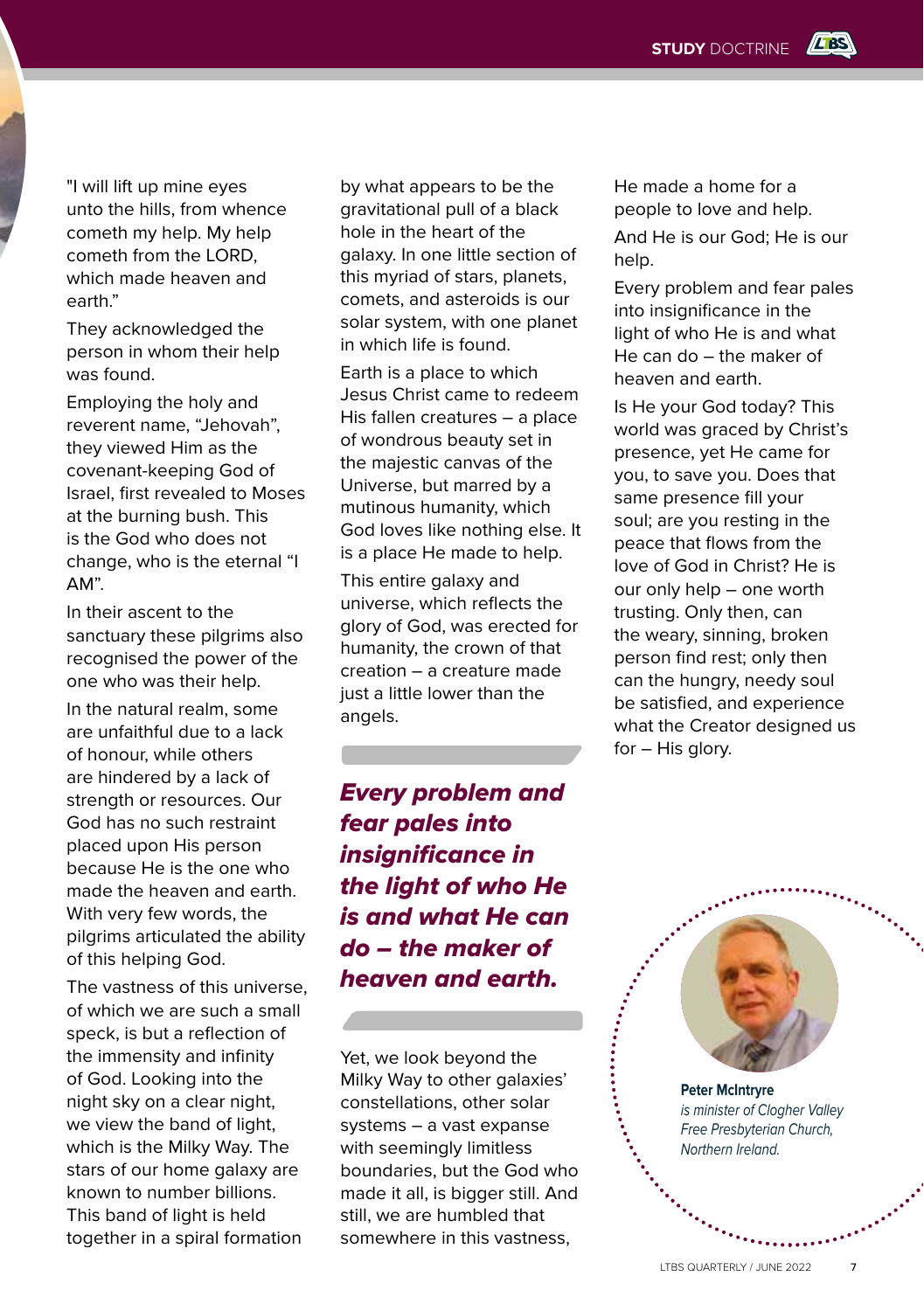"I will lift up mine eyes unto the hills, from whence cometh my help. My help cometh from the LORD, which made heaven and earth."

They acknowledged the person in whom their help was found.

Employing the holy and reverent name, "Jehovah", they viewed Him as the covenant-keeping God of Israel, first revealed to Moses at the burning bush. This is the God who does not change, who is the eternal "I AM".

In their ascent to the sanctuary these pilgrims also recognised the power of the one who was their help.

In the natural realm, some are unfaithful due to a lack of honour, while others are hindered by a lack of strength or resources. Our God has no such restraint placed upon His person because He is the one who made the heaven and earth. With very few words, the pilgrims articulated the ability of this helping God.

The vastness of this universe, of which we are such a small speck, is but a reflection of the immensity and infinity of God. Looking into the night sky on a clear night, we view the band of light, which is the Milky Way. The stars of our home galaxy are known to number billions. This band of light is held together in a spiral formation by what appears to be the gravitational pull of a black hole in the heart of the galaxy. In one little section of this myriad of stars, planets, comets, and asteroids is our solar system, with one planet in which life is found.

Earth is a place to which Jesus Christ came to redeem His fallen creatures – a place of wondrous beauty set in the majestic canvas of the Universe, but marred by a mutinous humanity, which God loves like nothing else. It is a place He made to help.

This entire galaxy and universe, which reflects the glory of God, was erected for humanity, the crown of that creation – a creature made just a little lower than the angels.

***Every problem and fear pales into insignificance in the light of who He is and what He can do – the maker of heaven and earth.***

Yet, we look beyond the Milky Way to other galaxies' constellations, other solar systems – a vast expanse with seemingly limitless boundaries, but the God who made it all, is bigger still. And still, we are humbled that somewhere in this vastness, He made a home for a people to love and help.

And He is our God; He is our help.

Every problem and fear pales into insignificance in the light of who He is and what He can do – the maker of heaven and earth.

Is He your God today? This world was graced by Christ's presence, yet He came for you, to save you. Does that same presence fill your soul; are you resting in the peace that flows from the love of God in Christ? He is our only help – one worth trusting. Only then, can the weary, sinning, broken person find rest; only then can the hungry, needy soul be satisfied, and experience what the Creator designed us for – His glory.

**Peter McIntryre**
*is minister of Clogher Valley Free Presbyterian Church, Northern Ireland.*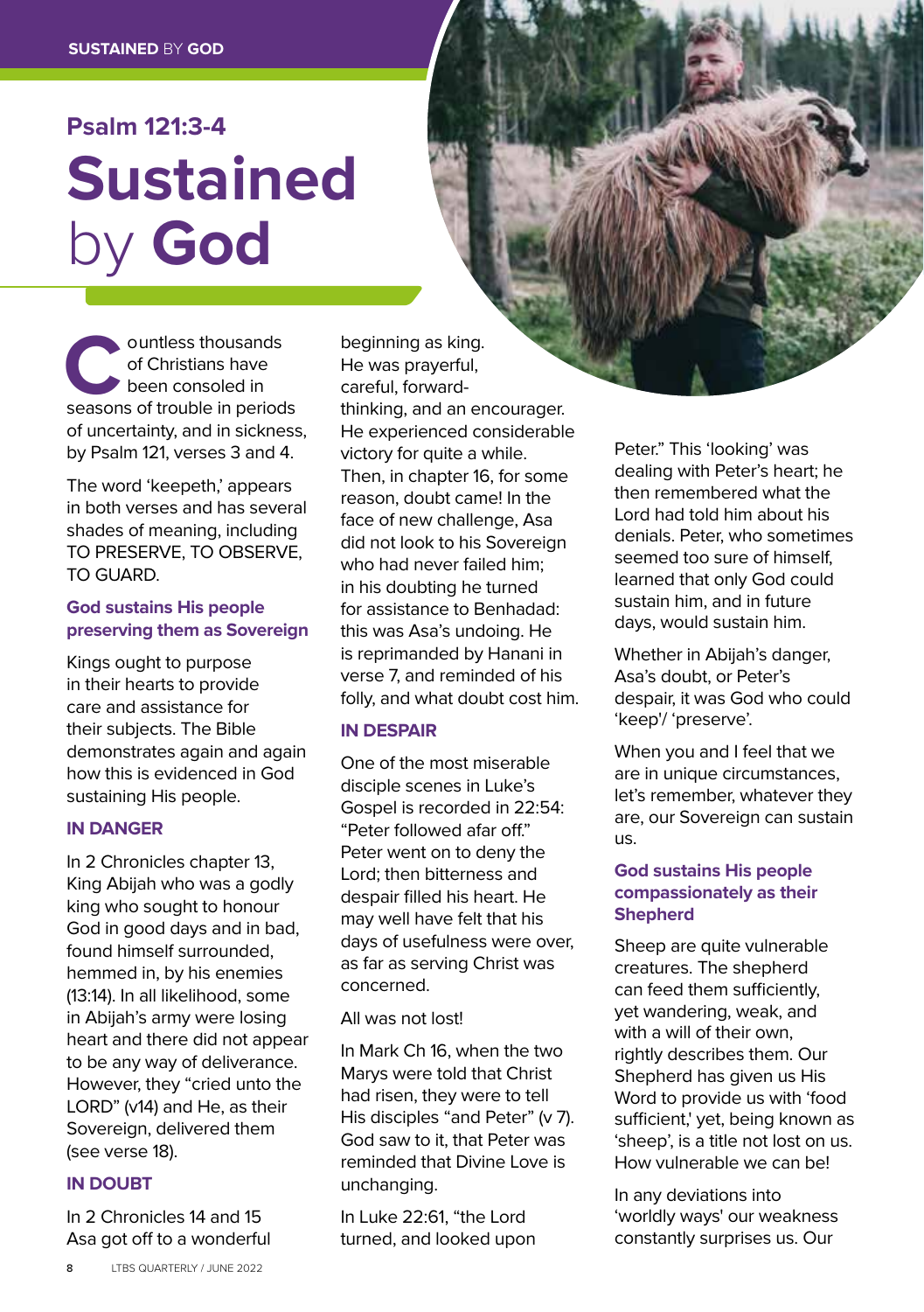## Psalm 121:3-4

# Sustained by God

Countless thousands of Christians have been consoled in seasons of trouble in periods of uncertainty, and in sickness, by Psalm 121, verses 3 and 4.

The word 'keepeth,' appears in both verses and has several shades of meaning, including TO PRESERVE, TO OBSERVE, TO GUARD.

### God sustains His people preserving them as Sovereign

Kings ought to purpose in their hearts to provide care and assistance for their subjects. The Bible demonstrates again and again how this is evidenced in God sustaining His people.

#### IN DANGER

In 2 Chronicles chapter 13, King Abijah who was a godly king who sought to honour God in good days and in bad, found himself surrounded, hemmed in, by his enemies (13:14). In all likelihood, some in Abijah's army were losing heart and there did not appear to be any way of deliverance. However, they "cried unto the LORD" (v14) and He, as their Sovereign, delivered them (see verse 18).

#### IN DOUBT

In 2 Chronicles 14 and 15 Asa got off to a wonderful beginning as king. He was prayerful, careful, forward-thinking, and an encourager. He experienced considerable victory for quite a while. Then, in chapter 16, for some reason, doubt came! In the face of new challenge, Asa did not look to his Sovereign who had never failed him; in his doubting he turned for assistance to Benhadad: this was Asa's undoing. He is reprimanded by Hanani in verse 7, and reminded of his folly, and what doubt cost him.

#### IN DESPAIR

One of the most miserable disciple scenes in Luke's Gospel is recorded in 22:54: "Peter followed afar off." Peter went on to deny the Lord; then bitterness and despair filled his heart. He may well have felt that his days of usefulness were over, as far as serving Christ was concerned.

All was not lost!

In Mark Ch 16, when the two Marys were told that Christ had risen, they were to tell His disciples "and Peter" (v 7). God saw to it, that Peter was reminded that Divine Love is unchanging.

In Luke 22:61, "the Lord turned, and looked upon Peter." This 'looking' was dealing with Peter's heart; he then remembered what the Lord had told him about his denials. Peter, who sometimes seemed too sure of himself, learned that only God could sustain him, and in future days, would sustain him.

Whether in Abijah's danger, Asa's doubt, or Peter's despair, it was God who could 'keep'/ 'preserve'.

When you and I feel that we are in unique circumstances, let's remember, whatever they are, our Sovereign can sustain us.

### God sustains His people compassionately as their Shepherd

Sheep are quite vulnerable creatures. The shepherd can feed them sufficiently, yet wandering, weak, and with a will of their own, rightly describes them. Our Shepherd has given us His Word to provide us with 'food sufficient,' yet, being known as 'sheep', is a title not lost on us. How vulnerable we can be!

In any deviations into 'worldly ways' our weakness constantly surprises us. Our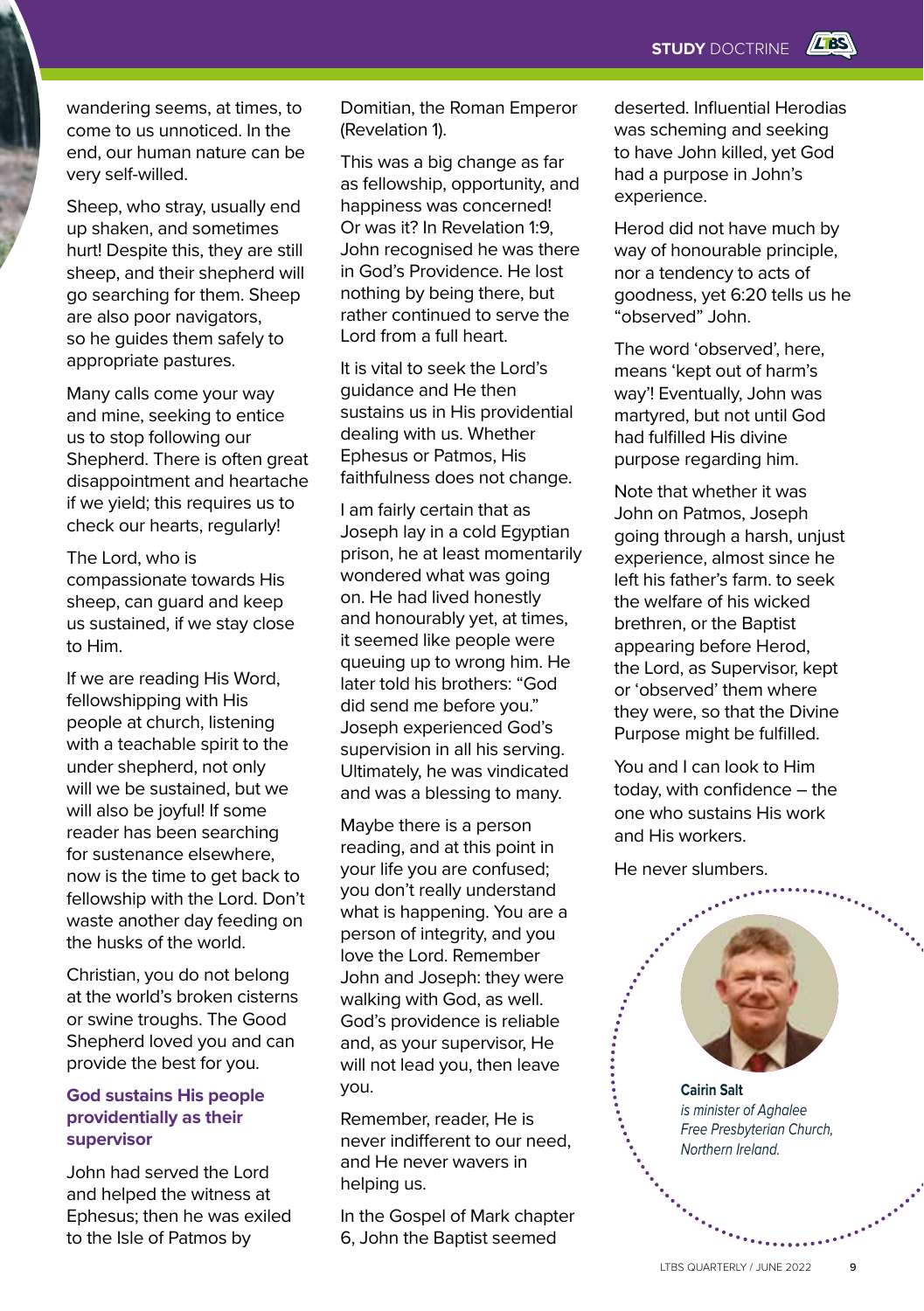wandering seems, at times, to come to us unnoticed. In the end, our human nature can be very self-willed.

Sheep, who stray, usually end up shaken, and sometimes hurt! Despite this, they are still sheep, and their shepherd will go searching for them. Sheep are also poor navigators, so he guides them safely to appropriate pastures.

Many calls come your way and mine, seeking to entice us to stop following our Shepherd. There is often great disappointment and heartache if we yield; this requires us to check our hearts, regularly!

The Lord, who is compassionate towards His sheep, can guard and keep us sustained, if we stay close to Him.

If we are reading His Word, fellowshipping with His people at church, listening with a teachable spirit to the under shepherd, not only will we be sustained, but we will also be joyful! If some reader has been searching for sustenance elsewhere, now is the time to get back to fellowship with the Lord. Don't waste another day feeding on the husks of the world.

Christian, you do not belong at the world's broken cisterns or swine troughs. The Good Shepherd loved you and can provide the best for you.

### God sustains His people providentially as their supervisor

John had served the Lord and helped the witness at Ephesus; then he was exiled to the Isle of Patmos by Domitian, the Roman Emperor (Revelation 1).

This was a big change as far as fellowship, opportunity, and happiness was concerned! Or was it? In Revelation 1:9, John recognised he was there in God's Providence. He lost nothing by being there, but rather continued to serve the Lord from a full heart.

It is vital to seek the Lord's guidance and He then sustains us in His providential dealing with us. Whether Ephesus or Patmos, His faithfulness does not change.

I am fairly certain that as Joseph lay in a cold Egyptian prison, he at least momentarily wondered what was going on. He had lived honestly and honourably yet, at times, it seemed like people were queuing up to wrong him. He later told his brothers: "God did send me before you." Joseph experienced God's supervision in all his serving. Ultimately, he was vindicated and was a blessing to many.

Maybe there is a person reading, and at this point in your life you are confused; you don't really understand what is happening. You are a person of integrity, and you love the Lord. Remember John and Joseph: they were walking with God, as well. God's providence is reliable and, as your supervisor, He will not lead you, then leave you.

Remember, reader, He is never indifferent to our need, and He never wavers in helping us.

In the Gospel of Mark chapter 6, John the Baptist seemed deserted. Influential Herodias was scheming and seeking to have John killed, yet God had a purpose in John's experience.

Herod did not have much by way of honourable principle, nor a tendency to acts of goodness, yet 6:20 tells us he "observed" John.

The word 'observed', here, means 'kept out of harm's way'! Eventually, John was martyred, but not until God had fulfilled His divine purpose regarding him.

Note that whether it was John on Patmos, Joseph going through a harsh, unjust experience, almost since he left his father's farm. to seek the welfare of his wicked brethren, or the Baptist appearing before Herod, the Lord, as Supervisor, kept or 'observed' them where they were, so that the Divine Purpose might be fulfilled.

You and I can look to Him today, with confidence – the one who sustains His work and His workers.

He never slumbers.

**Cairin Salt**
*is minister of Aghalee Free Presbyterian Church, Northern Ireland.*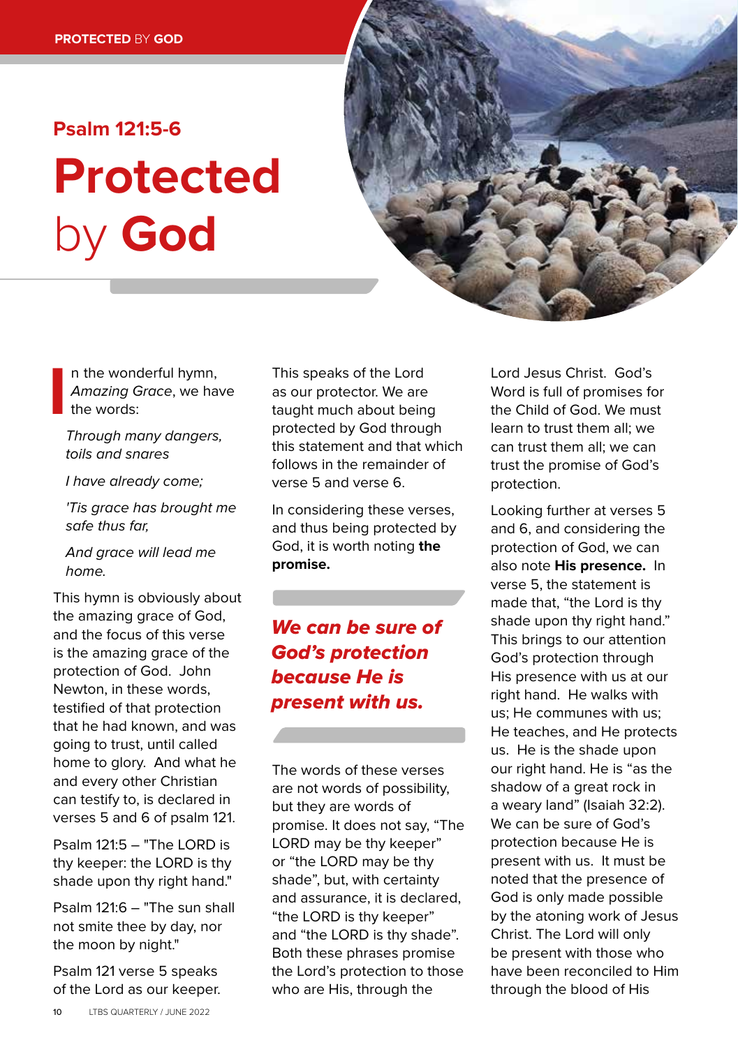Psalm 121:5-6

# Protected by God

In the wonderful hymn, *Amazing Grace*, we have the words:

*Through many dangers, toils and snares*

*I have already come;*

*'Tis grace has brought me safe thus far,*

*And grace will lead me home.*

This hymn is obviously about the amazing grace of God, and the focus of this verse is the amazing grace of the protection of God. John Newton, in these words, testified of that protection that he had known, and was going to trust, until called home to glory. And what he and every other Christian can testify to, is declared in verses 5 and 6 of psalm 121.

Psalm 121:5 – "The LORD is thy keeper: the LORD is thy shade upon thy right hand."

Psalm 121:6 – "The sun shall not smite thee by day, nor the moon by night."

Psalm 121 verse 5 speaks of the Lord as our keeper. This speaks of the Lord as our protector. We are taught much about being protected by God through this statement and that which follows in the remainder of verse 5 and verse 6.

In considering these verses, and thus being protected by God, it is worth noting **the promise.**

***We can be sure of God's protection because He is present with us.***

The words of these verses are not words of possibility, but they are words of promise. It does not say, "The LORD may be thy keeper" or "the LORD may be thy shade", but, with certainty and assurance, it is declared, "the LORD is thy keeper" and "the LORD is thy shade". Both these phrases promise the Lord's protection to those who are His, through the Lord Jesus Christ. God's Word is full of promises for the Child of God. We must learn to trust them all; we can trust them all; we can trust the promise of God's protection.

Looking further at verses 5 and 6, and considering the protection of God, we can also note **His presence.** In verse 5, the statement is made that, "the Lord is thy shade upon thy right hand." This brings to our attention God's protection through His presence with us at our right hand. He walks with us; He communes with us; He teaches, and He protects us. He is the shade upon our right hand. He is "as the shadow of a great rock in a weary land" (Isaiah 32:2). We can be sure of God's protection because He is present with us. It must be noted that the presence of God is only made possible by the atoning work of Jesus Christ. The Lord will only be present with those who have been reconciled to Him through the blood of His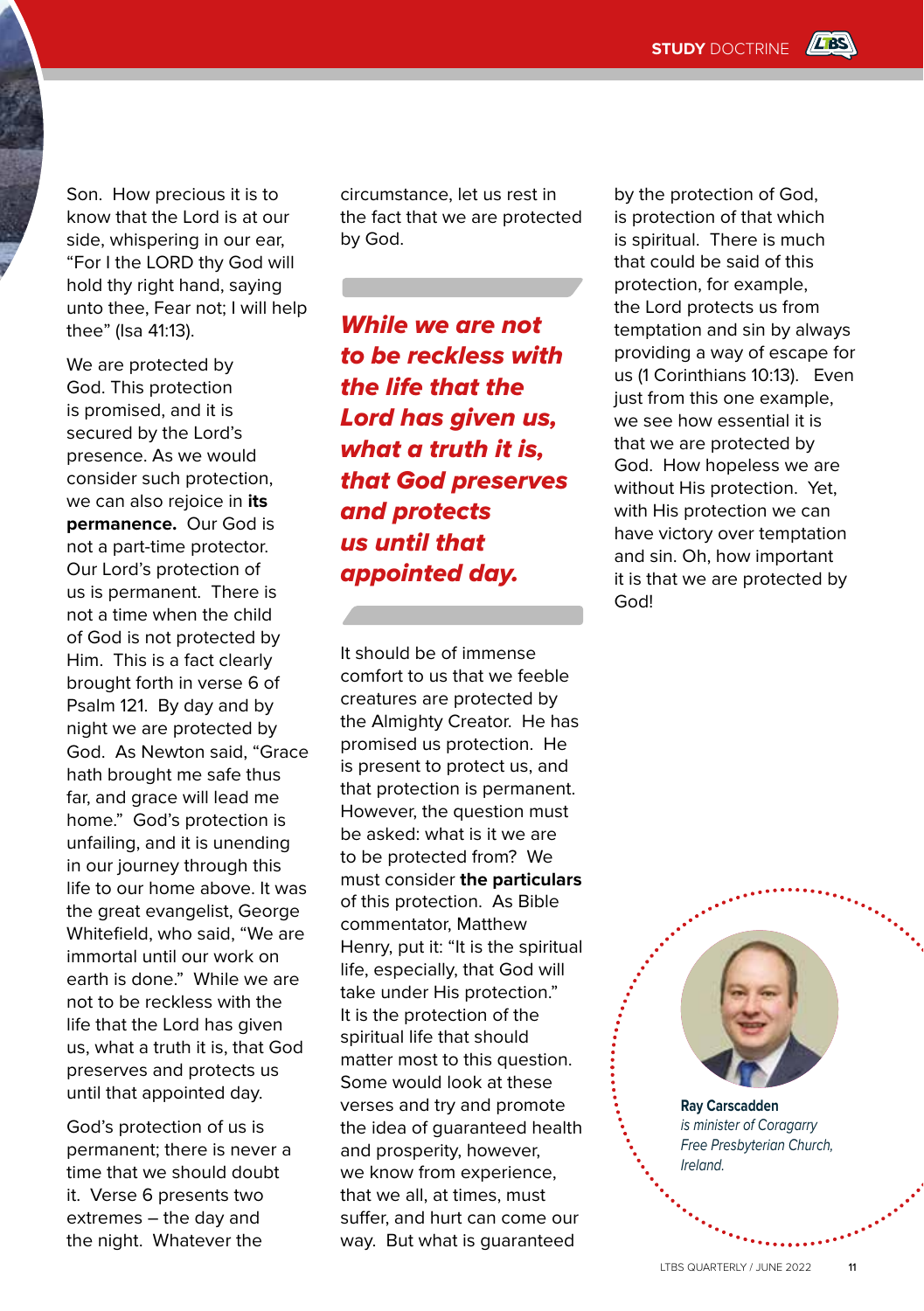Son. How precious it is to know that the Lord is at our side, whispering in our ear, "For I the LORD thy God will hold thy right hand, saying unto thee, Fear not; I will help thee" (Isa 41:13).

We are protected by God. This protection is promised, and it is secured by the Lord's presence. As we would consider such protection, we can also rejoice in **its permanence.** Our God is not a part-time protector. Our Lord's protection of us is permanent. There is not a time when the child of God is not protected by Him. This is a fact clearly brought forth in verse 6 of Psalm 121. By day and by night we are protected by God. As Newton said, "Grace hath brought me safe thus far, and grace will lead me home." God's protection is unfailing, and it is unending in our journey through this life to our home above. It was the great evangelist, George Whitefield, who said, "We are immortal until our work on earth is done." While we are not to be reckless with the life that the Lord has given us, what a truth it is, that God preserves and protects us until that appointed day.

God's protection of us is permanent; there is never a time that we should doubt it. Verse 6 presents two extremes – the day and the night. Whatever the circumstance, let us rest in the fact that we are protected by God.

***While we are not to be reckless with the life that the Lord has given us, what a truth it is, that God preserves and protects us until that appointed day.***

It should be of immense comfort to us that we feeble creatures are protected by the Almighty Creator. He has promised us protection. He is present to protect us, and that protection is permanent. However, the question must be asked: what is it we are to be protected from? We must consider **the particulars** of this protection. As Bible commentator, Matthew Henry, put it: "It is the spiritual life, especially, that God will take under His protection." It is the protection of the spiritual life that should matter most to this question. Some would look at these verses and try and promote the idea of guaranteed health and prosperity, however, we know from experience, that we all, at times, must suffer, and hurt can come our way. But what is guaranteed by the protection of God, is protection of that which is spiritual. There is much that could be said of this protection, for example, the Lord protects us from temptation and sin by always providing a way of escape for us (1 Corinthians 10:13). Even just from this one example, we see how essential it is that we are protected by God. How hopeless we are without His protection. Yet, with His protection we can have victory over temptation and sin. Oh, how important it is that we are protected by God!

**Ray Carscadden**
*is minister of Coragarry Free Presbyterian Church, Ireland.*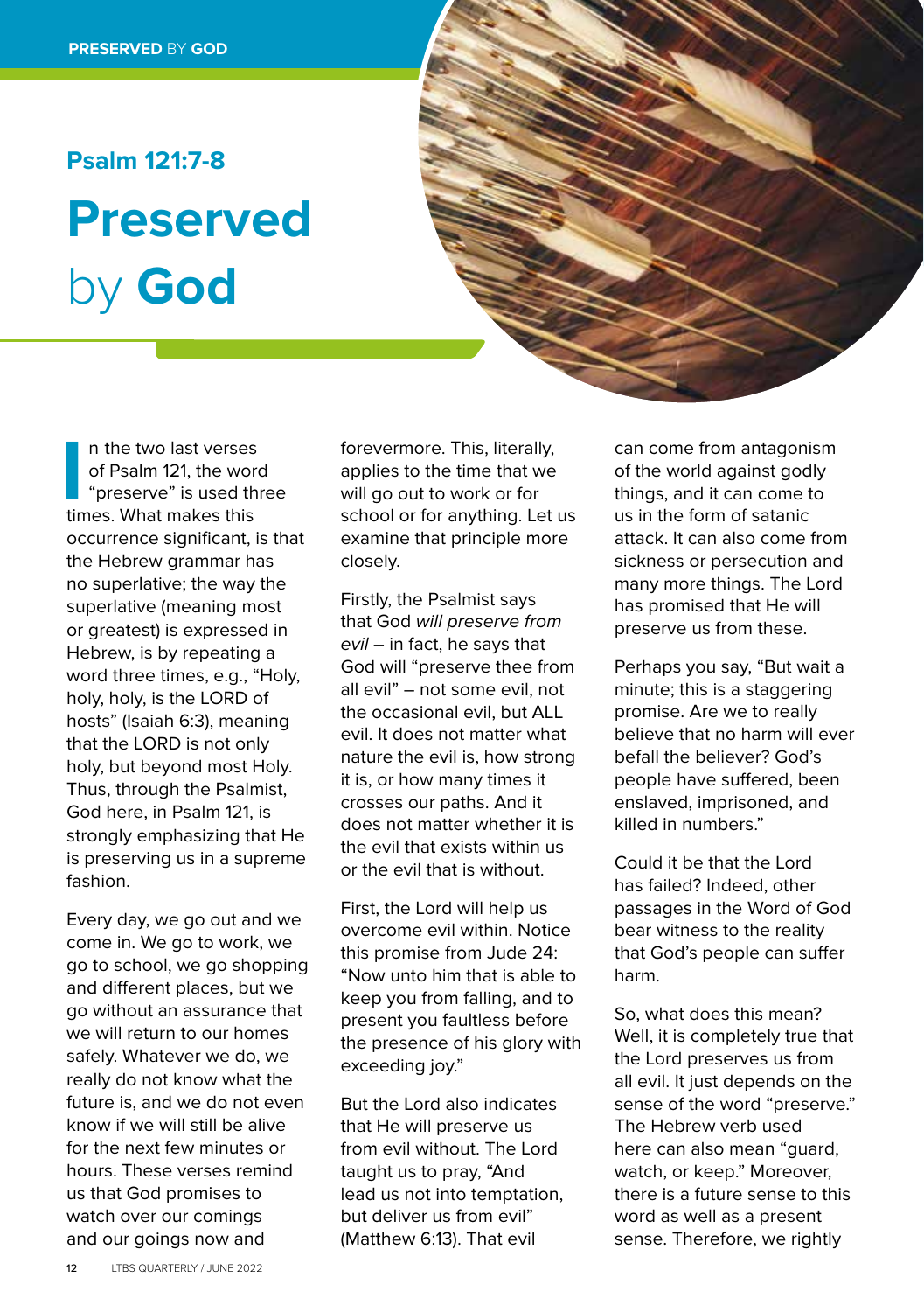Psalm 121:7-8

# Preserved by God

In the two last verses of Psalm 121, the word “preserve” is used three times. What makes this occurrence significant, is that the Hebrew grammar has no superlative; the way the superlative (meaning most or greatest) is expressed in Hebrew, is by repeating a word three times, e.g., “Holy, holy, holy, is the LORD of hosts” (Isaiah 6:3), meaning that the LORD is not only holy, but beyond most Holy. Thus, through the Psalmist, God here, in Psalm 121, is strongly emphasizing that He is preserving us in a supreme fashion.

Every day, we go out and we come in. We go to work, we go to school, we go shopping and different places, but we go without an assurance that we will return to our homes safely. Whatever we do, we really do not know what the future is, and we do not even know if we will still be alive for the next few minutes or hours. These verses remind us that God promises to watch over our comings and our goings now and forevermore. This, literally, applies to the time that we will go out to work or for school or for anything. Let us examine that principle more closely.

Firstly, the Psalmist says that God *will preserve from evil* – in fact, he says that God will “preserve thee from all evil” – not some evil, not the occasional evil, but ALL evil. It does not matter what nature the evil is, how strong it is, or how many times it crosses our paths. And it does not matter whether it is the evil that exists within us or the evil that is without.

First, the Lord will help us overcome evil within. Notice this promise from Jude 24: “Now unto him that is able to keep you from falling, and to present you faultless before the presence of his glory with exceeding joy.”

But the Lord also indicates that He will preserve us from evil without. The Lord taught us to pray, “And lead us not into temptation, but deliver us from evil” (Matthew 6:13). That evil can come from antagonism of the world against godly things, and it can come to us in the form of satanic attack. It can also come from sickness or persecution and many more things. The Lord has promised that He will preserve us from these.

Perhaps you say, “But wait a minute; this is a staggering promise. Are we to really believe that no harm will ever befall the believer? God’s people have suffered, been enslaved, imprisoned, and killed in numbers.”

Could it be that the Lord has failed? Indeed, other passages in the Word of God bear witness to the reality that God’s people can suffer harm.

So, what does this mean? Well, it is completely true that the Lord preserves us from all evil. It just depends on the sense of the word “preserve.” The Hebrew verb used here can also mean “guard, watch, or keep.” Moreover, there is a future sense to this word as well as a present sense. Therefore, we rightly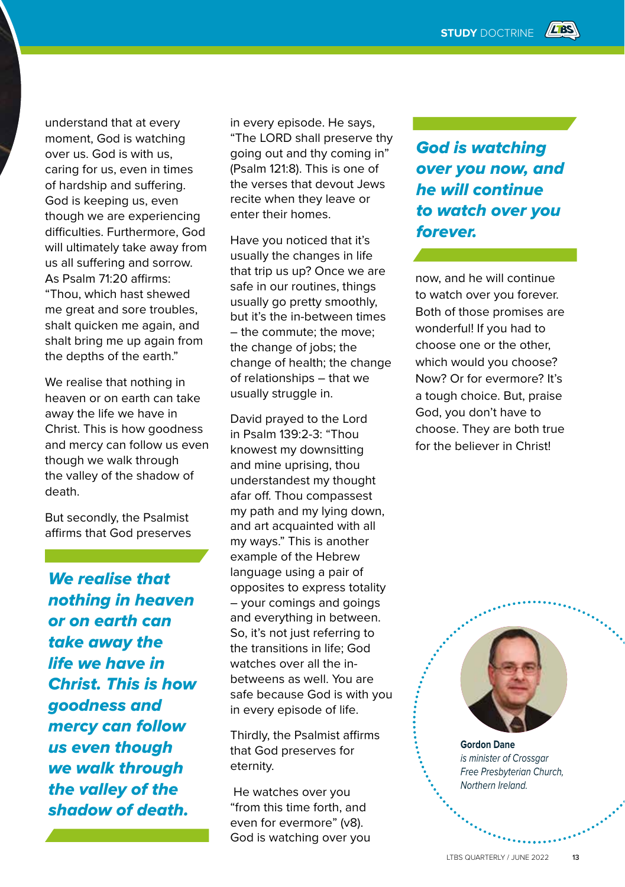understand that at every moment, God is watching over us. God is with us, caring for us, even in times of hardship and suffering. God is keeping us, even though we are experiencing difficulties. Furthermore, God will ultimately take away from us all suffering and sorrow. As Psalm 71:20 affirms: "Thou, which hast shewed me great and sore troubles, shalt quicken me again, and shalt bring me up again from the depths of the earth."

We realise that nothing in heaven or on earth can take away the life we have in Christ. This is how goodness and mercy can follow us even though we walk through the valley of the shadow of death.

But secondly, the Psalmist affirms that God preserves

> ***We realise that nothing in heaven or on earth can take away the life we have in Christ. This is how goodness and mercy can follow us even though we walk through the valley of the shadow of death.***

in every episode. He says, "The LORD shall preserve thy going out and thy coming in" (Psalm 121:8). This is one of the verses that devout Jews recite when they leave or enter their homes.

Have you noticed that it's usually the changes in life that trip us up? Once we are safe in our routines, things usually go pretty smoothly, but it's the in-between times – the commute; the move; the change of jobs; the change of health; the change of relationships – that we usually struggle in.

David prayed to the Lord in Psalm 139:2-3: "Thou knowest my downsitting and mine uprising, thou understandest my thought afar off. Thou compassest my path and my lying down, and art acquainted with all my ways." This is another example of the Hebrew language using a pair of opposites to express totality – your comings and goings and everything in between. So, it's not just referring to the transitions in life; God watches over all the in-betweens as well. You are safe because God is with you in every episode of life.

Thirdly, the Psalmist affirms that God preserves for eternity.

He watches over you "from this time forth, and even for evermore" (v8). God is watching over you

> ***God is watching over you now, and he will continue to watch over you forever.***

now, and he will continue to watch over you forever. Both of those promises are wonderful! If you had to choose one or the other, which would you choose? Now? Or for evermore? It's a tough choice. But, praise God, you don't have to choose. They are both true for the believer in Christ!

**Gordon Dane**
*is minister of Crossgar Free Presbyterian Church, Northern Ireland.*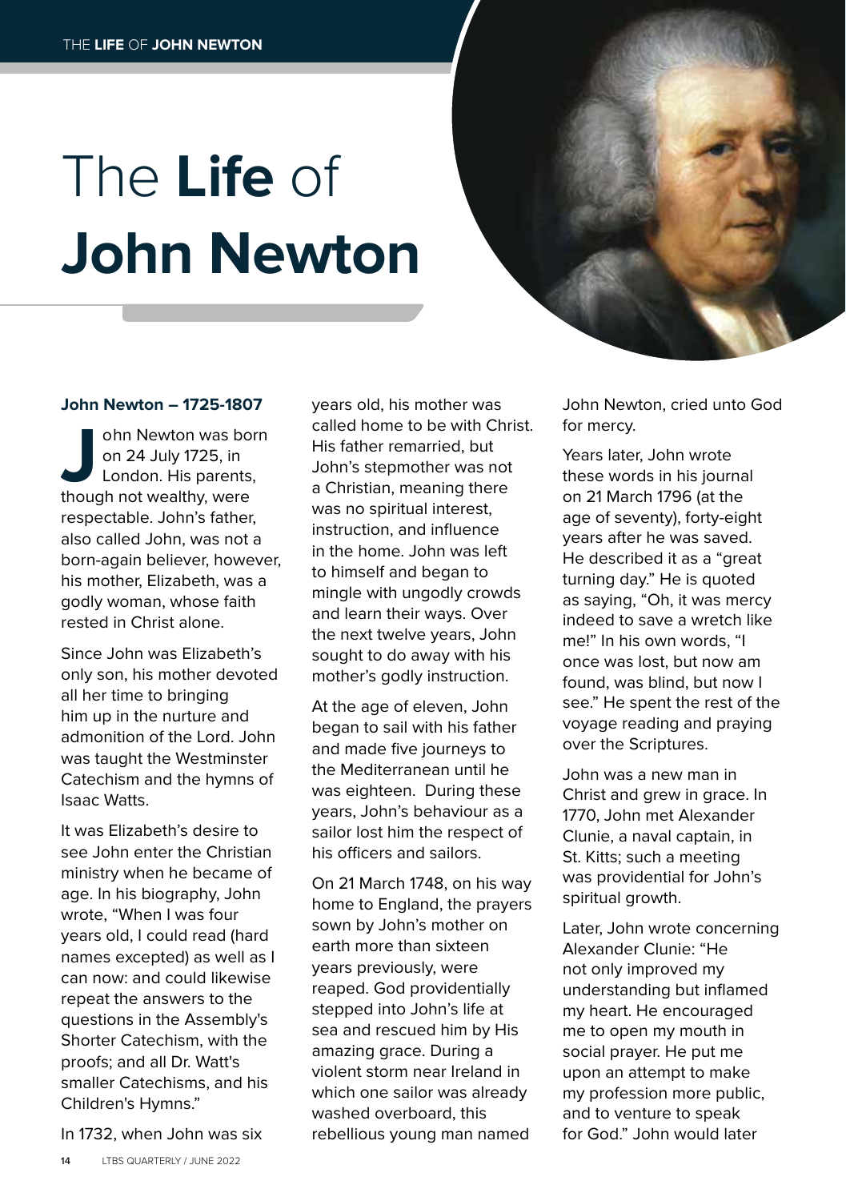# The **Life** of **John Newton**

**John Newton – 1725-1807**

John Newton was born on 24 July 1725, in London. His parents, though not wealthy, were respectable. John's father, also called John, was not a born-again believer, however, his mother, Elizabeth, was a godly woman, whose faith rested in Christ alone.

Since John was Elizabeth's only son, his mother devoted all her time to bringing him up in the nurture and admonition of the Lord. John was taught the Westminster Catechism and the hymns of Isaac Watts.

It was Elizabeth's desire to see John enter the Christian ministry when he became of age. In his biography, John wrote, "When I was four years old, I could read (hard names excepted) as well as I can now: and could likewise repeat the answers to the questions in the Assembly's Shorter Catechism, with the proofs; and all Dr. Watt's smaller Catechisms, and his Children's Hymns."

In 1732, when John was six years old, his mother was called home to be with Christ. His father remarried, but John's stepmother was not a Christian, meaning there was no spiritual interest, instruction, and influence in the home. John was left to himself and began to mingle with ungodly crowds and learn their ways. Over the next twelve years, John sought to do away with his mother's godly instruction.

At the age of eleven, John began to sail with his father and made five journeys to the Mediterranean until he was eighteen. During these years, John's behaviour as a sailor lost him the respect of his officers and sailors.

On 21 March 1748, on his way home to England, the prayers sown by John's mother on earth more than sixteen years previously, were reaped. God providentially stepped into John's life at sea and rescued him by His amazing grace. During a violent storm near Ireland in which one sailor was already washed overboard, this rebellious young man named John Newton, cried unto God for mercy.

Years later, John wrote these words in his journal on 21 March 1796 (at the age of seventy), forty-eight years after he was saved. He described it as a "great turning day." He is quoted as saying, "Oh, it was mercy indeed to save a wretch like me!" In his own words, "I once was lost, but now am found, was blind, but now I see." He spent the rest of the voyage reading and praying over the Scriptures.

John was a new man in Christ and grew in grace. In 1770, John met Alexander Clunie, a naval captain, in St. Kitts; such a meeting was providential for John's spiritual growth.

Later, John wrote concerning Alexander Clunie: "He not only improved my understanding but inflamed my heart. He encouraged me to open my mouth in social prayer. He put me upon an attempt to make my profession more public, and to venture to speak for God." John would later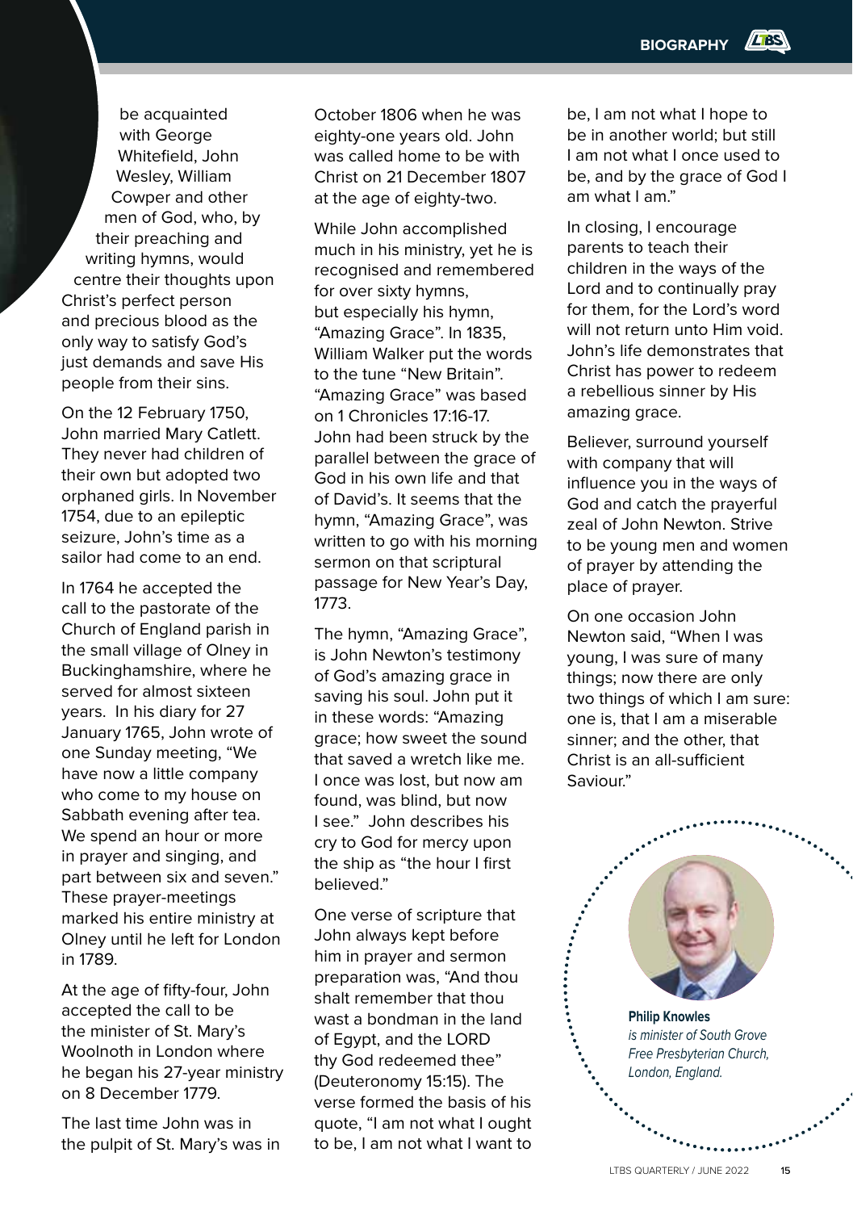be acquainted with George Whitefield, John Wesley, William Cowper and other men of God, who, by their preaching and writing hymns, would centre their thoughts upon Christ's perfect person and precious blood as the only way to satisfy God's just demands and save His people from their sins.

On the 12 February 1750, John married Mary Catlett. They never had children of their own but adopted two orphaned girls. In November 1754, due to an epileptic seizure, John's time as a sailor had come to an end.

In 1764 he accepted the call to the pastorate of the Church of England parish in the small village of Olney in Buckinghamshire, where he served for almost sixteen years. In his diary for 27 January 1765, John wrote of one Sunday meeting, "We have now a little company who come to my house on Sabbath evening after tea. We spend an hour or more in prayer and singing, and part between six and seven." These prayer-meetings marked his entire ministry at Olney until he left for London in 1789.

At the age of fifty-four, John accepted the call to be the minister of St. Mary's Woolnoth in London where he began his 27-year ministry on 8 December 1779.

The last time John was in the pulpit of St. Mary's was in October 1806 when he was eighty-one years old. John was called home to be with Christ on 21 December 1807 at the age of eighty-two.

While John accomplished much in his ministry, yet he is recognised and remembered for over sixty hymns, but especially his hymn, "Amazing Grace". In 1835, William Walker put the words to the tune "New Britain". "Amazing Grace" was based on 1 Chronicles 17:16-17. John had been struck by the parallel between the grace of God in his own life and that of David's. It seems that the hymn, "Amazing Grace", was written to go with his morning sermon on that scriptural passage for New Year's Day, 1773.

The hymn, "Amazing Grace", is John Newton's testimony of God's amazing grace in saving his soul. John put it in these words: "Amazing grace; how sweet the sound that saved a wretch like me. I once was lost, but now am found, was blind, but now I see." John describes his cry to God for mercy upon the ship as "the hour I first believed."

One verse of scripture that John always kept before him in prayer and sermon preparation was, "And thou shalt remember that thou wast a bondman in the land of Egypt, and the LORD thy God redeemed thee" (Deuteronomy 15:15). The verse formed the basis of his quote, "I am not what I ought to be, I am not what I want to be, I am not what I hope to be in another world; but still I am not what I once used to be, and by the grace of God I am what I am."

In closing, I encourage parents to teach their children in the ways of the Lord and to continually pray for them, for the Lord's word will not return unto Him void. John's life demonstrates that Christ has power to redeem a rebellious sinner by His amazing grace.

Believer, surround yourself with company that will influence you in the ways of God and catch the prayerful zeal of John Newton. Strive to be young men and women of prayer by attending the place of prayer.

On one occasion John Newton said, "When I was young, I was sure of many things; now there are only two things of which I am sure: one is, that I am a miserable sinner; and the other, that Christ is an all-sufficient Saviour."

**Philip Knowles**
*is minister of South Grove Free Presbyterian Church, London, England.*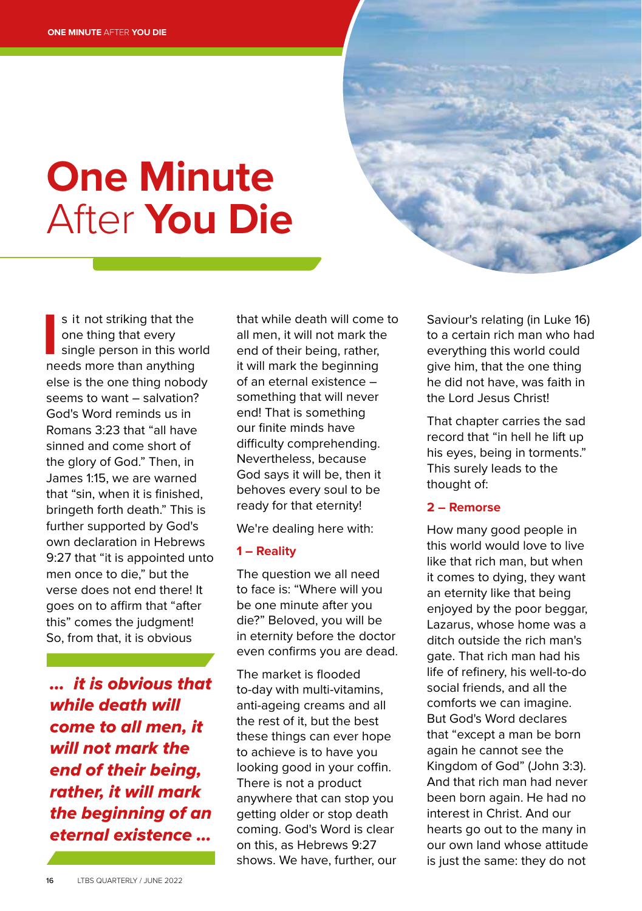# One Minute After You Die

Is it not striking that the one thing that every single person in this world needs more than anything else is the one thing nobody seems to want – salvation? God's Word reminds us in Romans 3:23 that "all have sinned and come short of the glory of God." Then, in James 1:15, we are warned that "sin, when it is finished, bringeth forth death." This is further supported by God's own declaration in Hebrews 9:27 that "it is appointed unto men once to die," but the verse does not end there! It goes on to affirm that "after this" comes the judgment! So, from that, it is obvious that while death will come to all men, it will not mark the end of their being, rather, it will mark the beginning of an eternal existence – something that will never end! That is something our finite minds have difficulty comprehending. Nevertheless, because God says it will be, then it behoves every soul to be ready for that eternity!

> ***... it is obvious that while death will come to all men, it will not mark the end of their being, rather, it will mark the beginning of an eternal existence ...***

We're dealing here with:

### 1 – Reality

The question we all need to face is: "Where will you be one minute after you die?" Beloved, you will be in eternity before the doctor even confirms you are dead.

The market is flooded to-day with multi-vitamins, anti-ageing creams and all the rest of it, but the best these things can ever hope to achieve is to have you looking good in your coffin. There is not a product anywhere that can stop you getting older or stop death coming. God's Word is clear on this, as Hebrews 9:27 shows. We have, further, our Saviour's relating (in Luke 16) to a certain rich man who had everything this world could give him, that the one thing he did not have, was faith in the Lord Jesus Christ!

That chapter carries the sad record that "in hell he lift up his eyes, being in torments." This surely leads to the thought of:

### 2 – Remorse

How many good people in this world would love to live like that rich man, but when it comes to dying, they want an eternity like that being enjoyed by the poor beggar, Lazarus, whose home was a ditch outside the rich man's gate. That rich man had his life of refinery, his well-to-do social friends, and all the comforts we can imagine. But God's Word declares that "except a man be born again he cannot see the Kingdom of God" (John 3:3). And that rich man had never been born again. He had no interest in Christ. And our hearts go out to the many in our own land whose attitude is just the same: they do not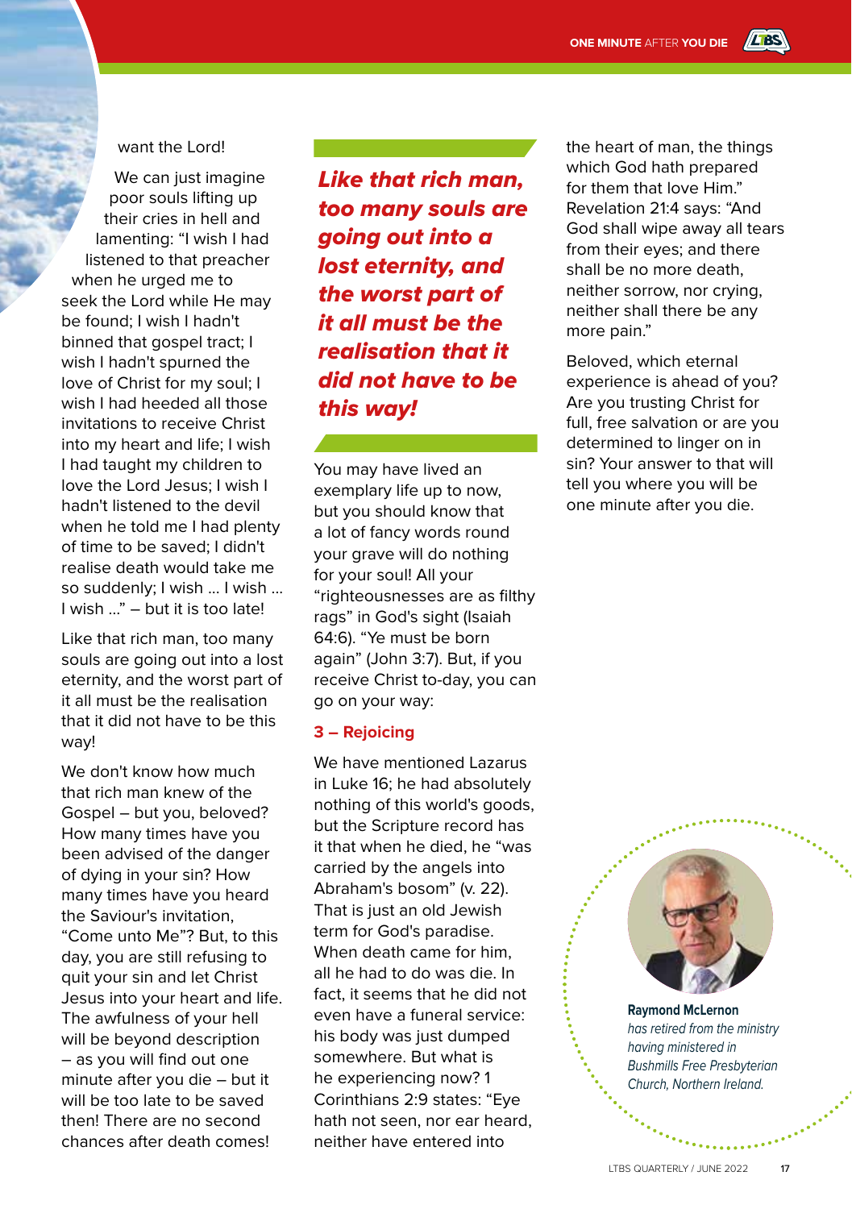want the Lord!

We can just imagine poor souls lifting up their cries in hell and lamenting: "I wish I had listened to that preacher when he urged me to seek the Lord while He may be found; I wish I hadn't binned that gospel tract; I wish I hadn't spurned the love of Christ for my soul; I wish I had heeded all those invitations to receive Christ into my heart and life; I wish I had taught my children to love the Lord Jesus; I wish I hadn't listened to the devil when he told me I had plenty of time to be saved; I didn't realise death would take me so suddenly; I wish ... I wish ... I wish ..." – but it is too late!

Like that rich man, too many souls are going out into a lost eternity, and the worst part of it all must be the realisation that it did not have to be this way!

We don't know how much that rich man knew of the Gospel – but you, beloved? How many times have you been advised of the danger of dying in your sin? How many times have you heard the Saviour's invitation, "Come unto Me"? But, to this day, you are still refusing to quit your sin and let Christ Jesus into your heart and life. The awfulness of your hell will be beyond description – as you will find out one minute after you die – but it will be too late to be saved then! There are no second chances after death comes!

***Like that rich man, too many souls are going out into a lost eternity, and the worst part of it all must be the realisation that it did not have to be this way!***

You may have lived an exemplary life up to now, but you should know that a lot of fancy words round your grave will do nothing for your soul! All your "righteousnesses are as filthy rags" in God's sight (Isaiah 64:6). "Ye must be born again" (John 3:7). But, if you receive Christ to-day, you can go on your way:

### 3 – Rejoicing

We have mentioned Lazarus in Luke 16; he had absolutely nothing of this world's goods, but the Scripture record has it that when he died, he "was carried by the angels into Abraham's bosom" (v. 22). That is just an old Jewish term for God's paradise. When death came for him, all he had to do was die. In fact, it seems that he did not even have a funeral service: his body was just dumped somewhere. But what is he experiencing now? 1 Corinthians 2:9 states: "Eye hath not seen, nor ear heard, neither have entered into the heart of man, the things which God hath prepared for them that love Him." Revelation 21:4 says: "And God shall wipe away all tears from their eyes; and there shall be no more death, neither sorrow, nor crying, neither shall there be any more pain."

Beloved, which eternal experience is ahead of you? Are you trusting Christ for full, free salvation or are you determined to linger on in sin? Your answer to that will tell you where you will be one minute after you die.

**Raymond McLernon** *has retired from the ministry having ministered in Bushmills Free Presbyterian Church, Northern Ireland.*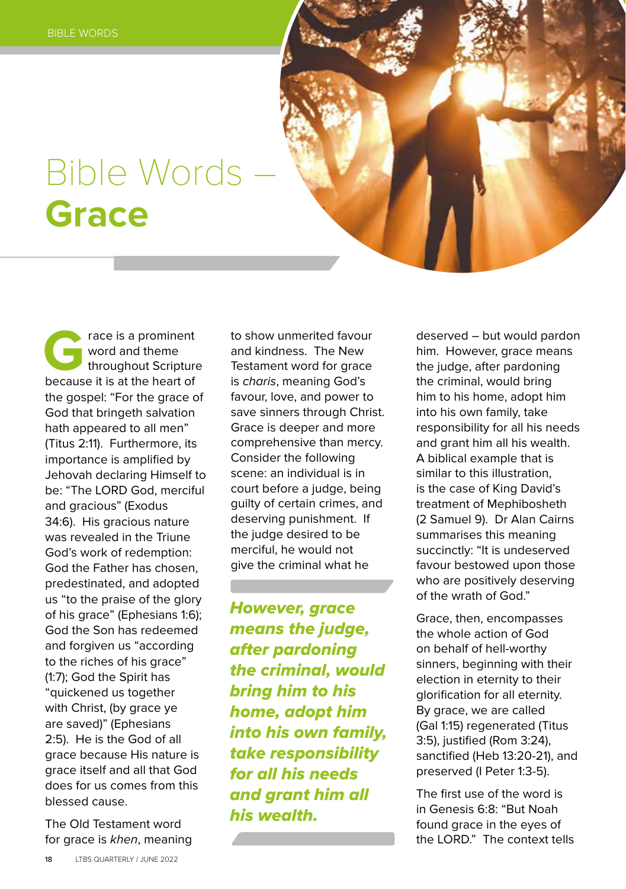# Bible Words – **Grace**

Grace is a prominent word and theme throughout Scripture because it is at the heart of the gospel: "For the grace of God that bringeth salvation hath appeared to all men" (Titus 2:11). Furthermore, its importance is amplified by Jehovah declaring Himself to be: "The LORD God, merciful and gracious" (Exodus 34:6). His gracious nature was revealed in the Triune God's work of redemption: God the Father has chosen, predestinated, and adopted us "to the praise of the glory of his grace" (Ephesians 1:6); God the Son has redeemed and forgiven us "according to the riches of his grace" (1:7); God the Spirit has "quickened us together with Christ, (by grace ye are saved)" (Ephesians 2:5). He is the God of all grace because His nature is grace itself and all that God does for us comes from this blessed cause.

The Old Testament word for grace is *khen*, meaning to show unmerited favour and kindness. The New Testament word for grace is *charis*, meaning God's favour, love, and power to save sinners through Christ. Grace is deeper and more comprehensive than mercy. Consider the following scene: an individual is in court before a judge, being guilty of certain crimes, and deserving punishment. If the judge desired to be merciful, he would not give the criminal what he deserved – but would pardon him. However, grace means the judge, after pardoning the criminal, would bring him to his home, adopt him into his own family, take responsibility for all his needs and grant him all his wealth. A biblical example that is similar to this illustration, is the case of King David's treatment of Mephibosheth (2 Samuel 9). Dr Alan Cairns summarises this meaning succinctly: "It is undeserved favour bestowed upon those who are positively deserving of the wrath of God."

***However, grace means the judge, after pardoning the criminal, would bring him to his home, adopt him into his own family, take responsibility for all his needs and grant him all his wealth.***

Grace, then, encompasses the whole action of God on behalf of hell-worthy sinners, beginning with their election in eternity to their glorification for all eternity. By grace, we are called (Gal 1:15) regenerated (Titus 3:5), justified (Rom 3:24), sanctified (Heb 13:20-21), and preserved (I Peter 1:3-5).

The first use of the word is in Genesis 6:8: "But Noah found grace in the eyes of the LORD." The context tells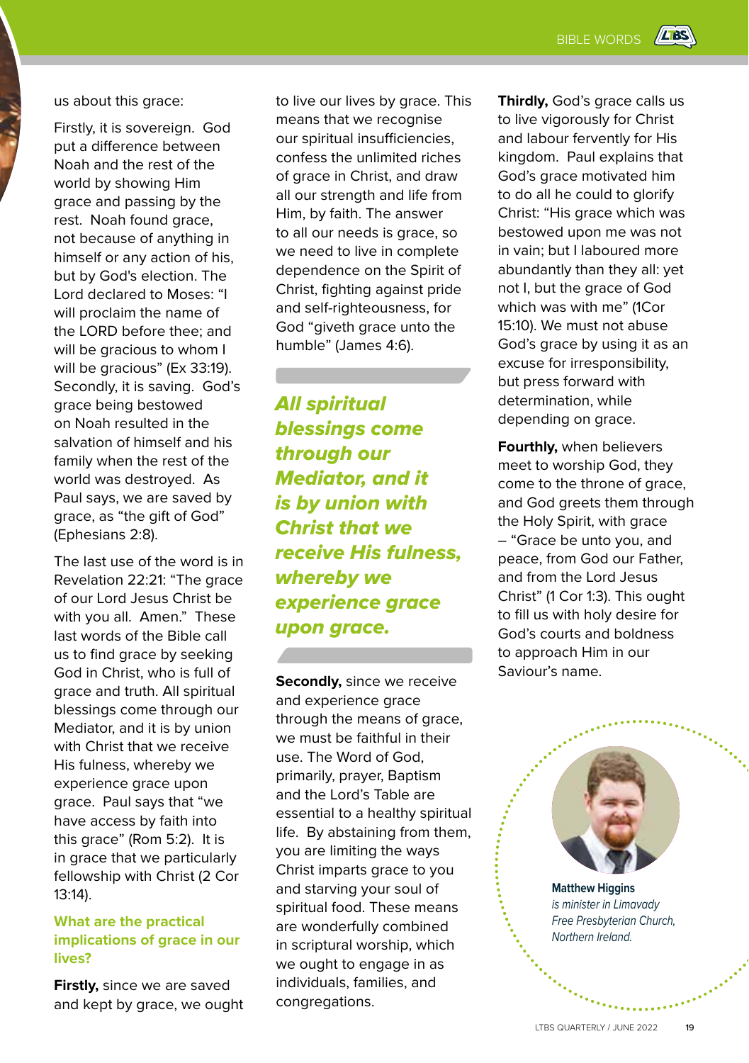us about this grace:

Firstly, it is sovereign. God put a difference between Noah and the rest of the world by showing Him grace and passing by the rest. Noah found grace, not because of anything in himself or any action of his, but by God's election. The Lord declared to Moses: "I will proclaim the name of the LORD before thee; and will be gracious to whom I will be gracious" (Ex 33:19). Secondly, it is saving. God's grace being bestowed on Noah resulted in the salvation of himself and his family when the rest of the world was destroyed. As Paul says, we are saved by grace, as "the gift of God" (Ephesians 2:8).

The last use of the word is in Revelation 22:21: "The grace of our Lord Jesus Christ be with you all. Amen." These last words of the Bible call us to find grace by seeking God in Christ, who is full of grace and truth. All spiritual blessings come through our Mediator, and it is by union with Christ that we receive His fulness, whereby we experience grace upon grace. Paul says that "we have access by faith into this grace" (Rom 5:2). It is in grace that we particularly fellowship with Christ (2 Cor 13:14).

### What are the practical implications of grace in our lives?

**Firstly,** since we are saved and kept by grace, we ought to live our lives by grace. This means that we recognise our spiritual insufficiencies, confess the unlimited riches of grace in Christ, and draw all our strength and life from Him, by faith. The answer to all our needs is grace, so we need to live in complete dependence on the Spirit of Christ, fighting against pride and self-righteousness, for God "giveth grace unto the humble" (James 4:6).

> ***All spiritual blessings come through our Mediator, and it is by union with Christ that we receive His fulness, whereby we experience grace upon grace.***

**Secondly,** since we receive and experience grace through the means of grace, we must be faithful in their use. The Word of God, primarily, prayer, Baptism and the Lord's Table are essential to a healthy spiritual life. By abstaining from them, you are limiting the ways Christ imparts grace to you and starving your soul of spiritual food. These means are wonderfully combined in scriptural worship, which we ought to engage in as individuals, families, and congregations.

**Thirdly,** God's grace calls us to live vigorously for Christ and labour fervently for His kingdom. Paul explains that God's grace motivated him to do all he could to glorify Christ: "His grace which was bestowed upon me was not in vain; but I laboured more abundantly than they all: yet not I, but the grace of God which was with me" (1Cor 15:10). We must not abuse God's grace by using it as an excuse for irresponsibility, but press forward with determination, while depending on grace.

**Fourthly,** when believers meet to worship God, they come to the throne of grace, and God greets them through the Holy Spirit, with grace – "Grace be unto you, and peace, from God our Father, and from the Lord Jesus Christ" (1 Cor 1:3). This ought to fill us with holy desire for God's courts and boldness to approach Him in our Saviour's name.

**Matthew Higgins**
*is minister in Limavady Free Presbyterian Church, Northern Ireland.*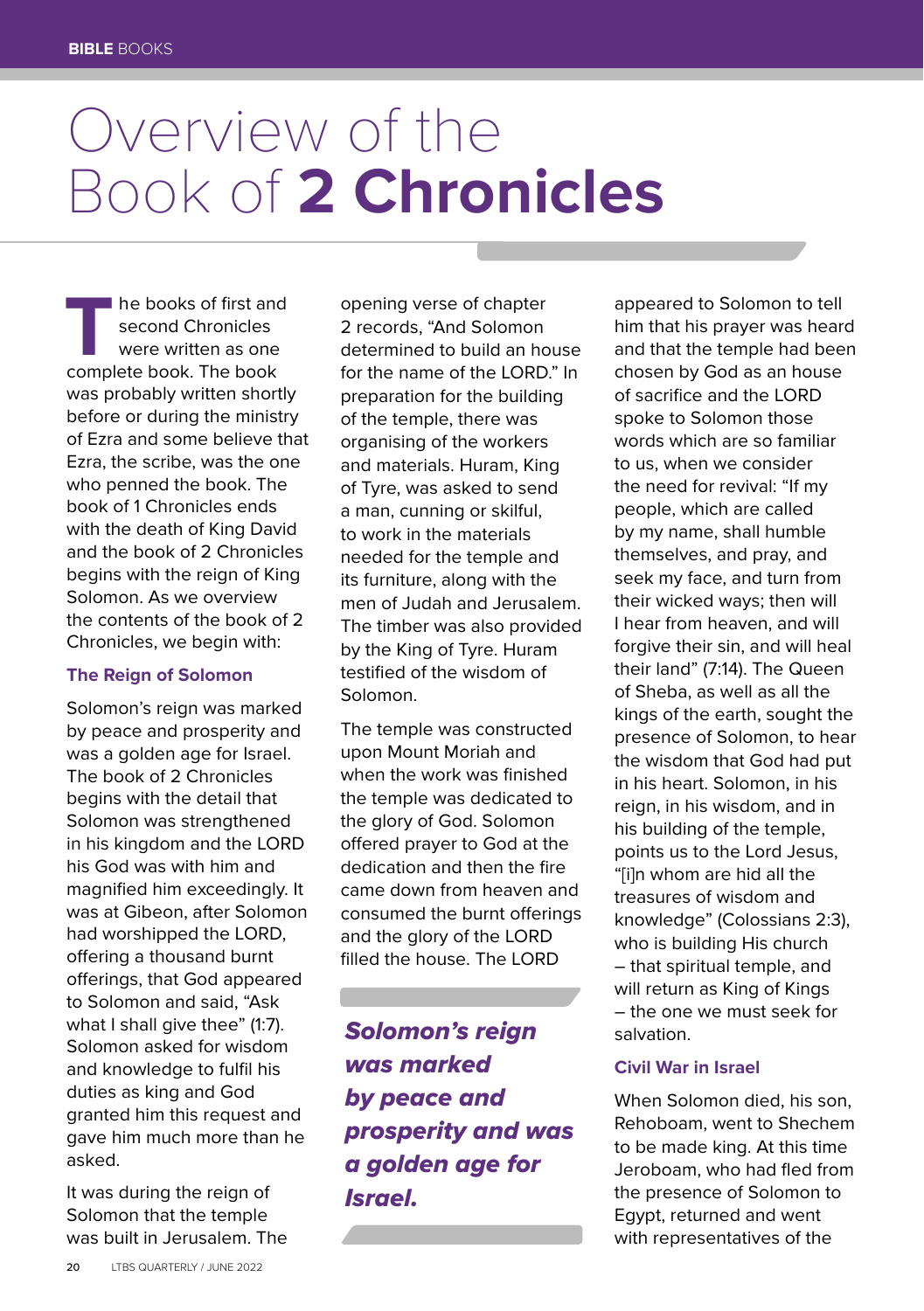# Overview of the Book of **2 Chronicles**

The books of first and second Chronicles were written as one complete book. The book was probably written shortly before or during the ministry of Ezra and some believe that Ezra, the scribe, was the one who penned the book. The book of 1 Chronicles ends with the death of King David and the book of 2 Chronicles begins with the reign of King Solomon. As we overview the contents of the book of 2 Chronicles, we begin with:

### The Reign of Solomon

Solomon's reign was marked by peace and prosperity and was a golden age for Israel. The book of 2 Chronicles begins with the detail that Solomon was strengthened in his kingdom and the LORD his God was with him and magnified him exceedingly. It was at Gibeon, after Solomon had worshipped the LORD, offering a thousand burnt offerings, that God appeared to Solomon and said, "Ask what I shall give thee" (1:7). Solomon asked for wisdom and knowledge to fulfil his duties as king and God granted him this request and gave him much more than he asked.

It was during the reign of Solomon that the temple was built in Jerusalem. The opening verse of chapter 2 records, "And Solomon determined to build an house for the name of the LORD." In preparation for the building of the temple, there was organising of the workers and materials. Huram, King of Tyre, was asked to send a man, cunning or skilful, to work in the materials needed for the temple and its furniture, along with the men of Judah and Jerusalem. The timber was also provided by the King of Tyre. Huram testified of the wisdom of Solomon.

The temple was constructed upon Mount Moriah and when the work was finished the temple was dedicated to the glory of God. Solomon offered prayer to God at the dedication and then the fire came down from heaven and consumed the burnt offerings and the glory of the LORD filled the house. The LORD appeared to Solomon to tell him that his prayer was heard and that the temple had been chosen by God as an house of sacrifice and the LORD spoke to Solomon those words which are so familiar to us, when we consider the need for revival: "If my people, which are called by my name, shall humble themselves, and pray, and seek my face, and turn from their wicked ways; then will I hear from heaven, and will forgive their sin, and will heal their land" (7:14). The Queen of Sheba, as well as all the kings of the earth, sought the presence of Solomon, to hear the wisdom that God had put in his heart. Solomon, in his reign, in his wisdom, and in his building of the temple, points us to the Lord Jesus, "[i]n whom are hid all the treasures of wisdom and knowledge" (Colossians 2:3), who is building His church – that spiritual temple, and will return as King of Kings – the one we must seek for salvation.

> ***Solomon's reign was marked by peace and prosperity and was a golden age for Israel.***

### Civil War in Israel

When Solomon died, his son, Rehoboam, went to Shechem to be made king. At this time Jeroboam, who had fled from the presence of Solomon to Egypt, returned and went with representatives of the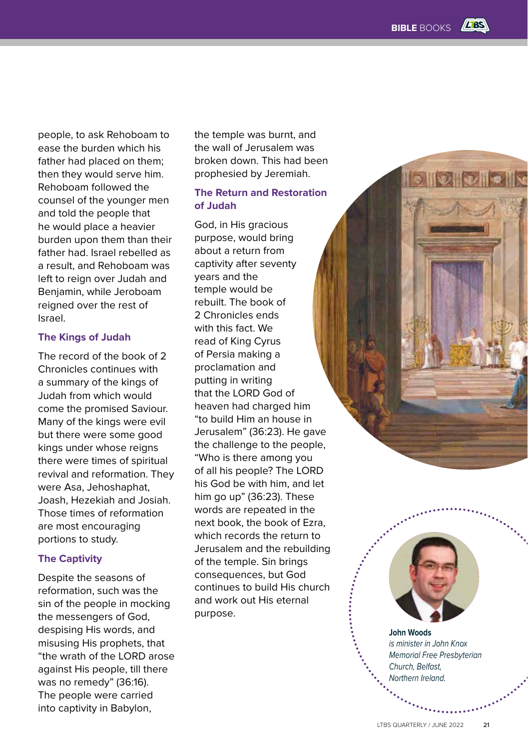people, to ask Rehoboam to ease the burden which his father had placed on them; then they would serve him. Rehoboam followed the counsel of the younger men and told the people that he would place a heavier burden upon them than their father had. Israel rebelled as a result, and Rehoboam was left to reign over Judah and Benjamin, while Jeroboam reigned over the rest of Israel.

### The Kings of Judah

The record of the book of 2 Chronicles continues with a summary of the kings of Judah from which would come the promised Saviour. Many of the kings were evil but there were some good kings under whose reigns there were times of spiritual revival and reformation. They were Asa, Jehoshaphat, Joash, Hezekiah and Josiah. Those times of reformation are most encouraging portions to study.

### The Captivity

Despite the seasons of reformation, such was the sin of the people in mocking the messengers of God, despising His words, and misusing His prophets, that "the wrath of the LORD arose against His people, till there was no remedy" (36:16). The people were carried into captivity in Babylon, the temple was burnt, and the wall of Jerusalem was broken down. This had been prophesied by Jeremiah.

### The Return and Restoration of Judah

God, in His gracious purpose, would bring about a return from captivity after seventy years and the temple would be rebuilt. The book of 2 Chronicles ends with this fact. We read of King Cyrus of Persia making a proclamation and putting in writing that the LORD God of heaven had charged him "to build Him an house in Jerusalem" (36:23). He gave the challenge to the people, "Who is there among you of all his people? The LORD his God be with him, and let him go up" (36:23). These words are repeated in the next book, the book of Ezra, which records the return to Jerusalem and the rebuilding of the temple. Sin brings consequences, but God continues to build His church and work out His eternal purpose.

**John Woods**
*is minister in John Knox Memorial Free Presbyterian Church, Belfast, Northern Ireland.*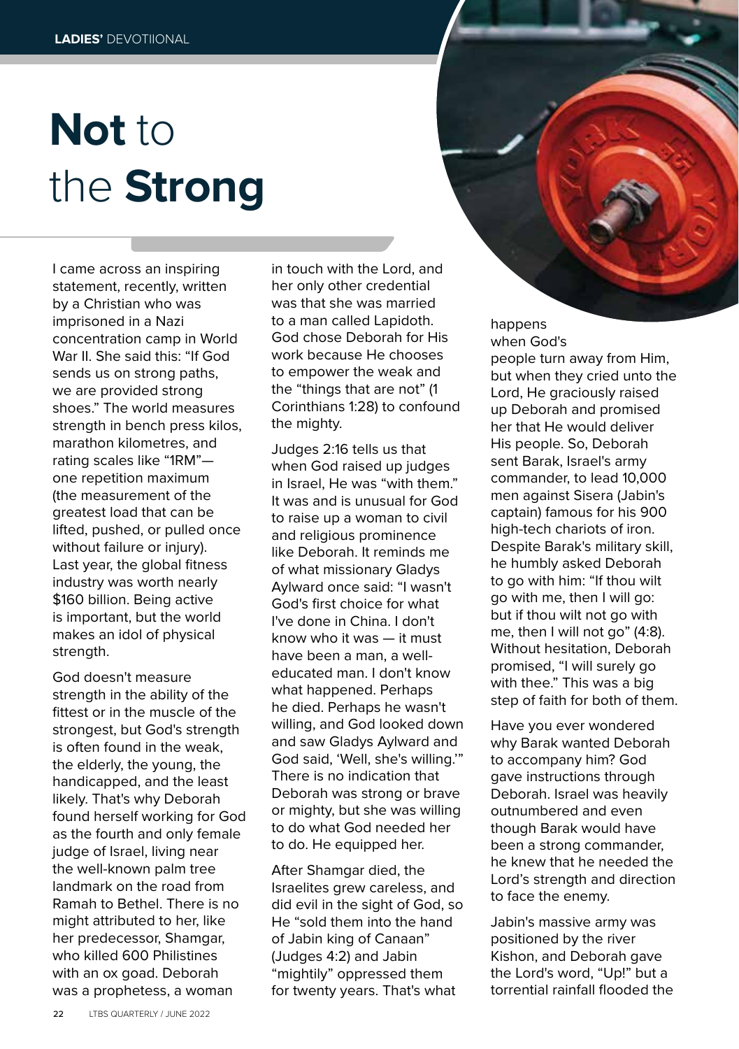# **Not** to the **Strong**

I came across an inspiring statement, recently, written by a Christian who was imprisoned in a Nazi concentration camp in World War II. She said this: "If God sends us on strong paths, we are provided strong shoes." The world measures strength in bench press kilos, marathon kilometres, and rating scales like "1RM"—one repetition maximum (the measurement of the greatest load that can be lifted, pushed, or pulled once without failure or injury). Last year, the global fitness industry was worth nearly $160 billion. Being active is important, but the world makes an idol of physical strength.

God doesn't measure strength in the ability of the fittest or in the muscle of the strongest, but God's strength is often found in the weak, the elderly, the young, the handicapped, and the least likely. That's why Deborah found herself working for God as the fourth and only female judge of Israel, living near the well-known palm tree landmark on the road from Ramah to Bethel. There is no might attributed to her, like her predecessor, Shamgar, who killed 600 Philistines with an ox goad. Deborah was a prophetess, a woman in touch with the Lord, and her only other credential was that she was married to a man called Lapidoth. God chose Deborah for His work because He chooses to empower the weak and the "things that are not" (1 Corinthians 1:28) to confound the mighty.

Judges 2:16 tells us that when God raised up judges in Israel, He was "with them." It was and is unusual for God to raise up a woman to civil and religious prominence like Deborah. It reminds me of what missionary Gladys Aylward once said: "I wasn't God's first choice for what I've done in China. I don't know who it was — it must have been a man, a well-educated man. I don't know what happened. Perhaps he died. Perhaps he wasn't willing, and God looked down and saw Gladys Aylward and God said, 'Well, she's willing.'" There is no indication that Deborah was strong or brave or mighty, but she was willing to do what God needed her to do. He equipped her.

After Shamgar died, the Israelites grew careless, and did evil in the sight of God, so He "sold them into the hand of Jabin king of Canaan" (Judges 4:2) and Jabin "mightily" oppressed them for twenty years. That's what happens when God's people turn away from Him, but when they cried unto the Lord, He graciously raised up Deborah and promised her that He would deliver His people. So, Deborah sent Barak, Israel's army commander, to lead 10,000 men against Sisera (Jabin's captain) famous for his 900 high-tech chariots of iron. Despite Barak's military skill, he humbly asked Deborah to go with him: "If thou wilt go with me, then I will go: but if thou wilt not go with me, then I will not go" (4:8). Without hesitation, Deborah promised, "I will surely go with thee." This was a big step of faith for both of them.

Have you ever wondered why Barak wanted Deborah to accompany him? God gave instructions through Deborah. Israel was heavily outnumbered and even though Barak would have been a strong commander, he knew that he needed the Lord's strength and direction to face the enemy.

Jabin's massive army was positioned by the river Kishon, and Deborah gave the Lord's word, "Up!" but a torrential rainfall flooded the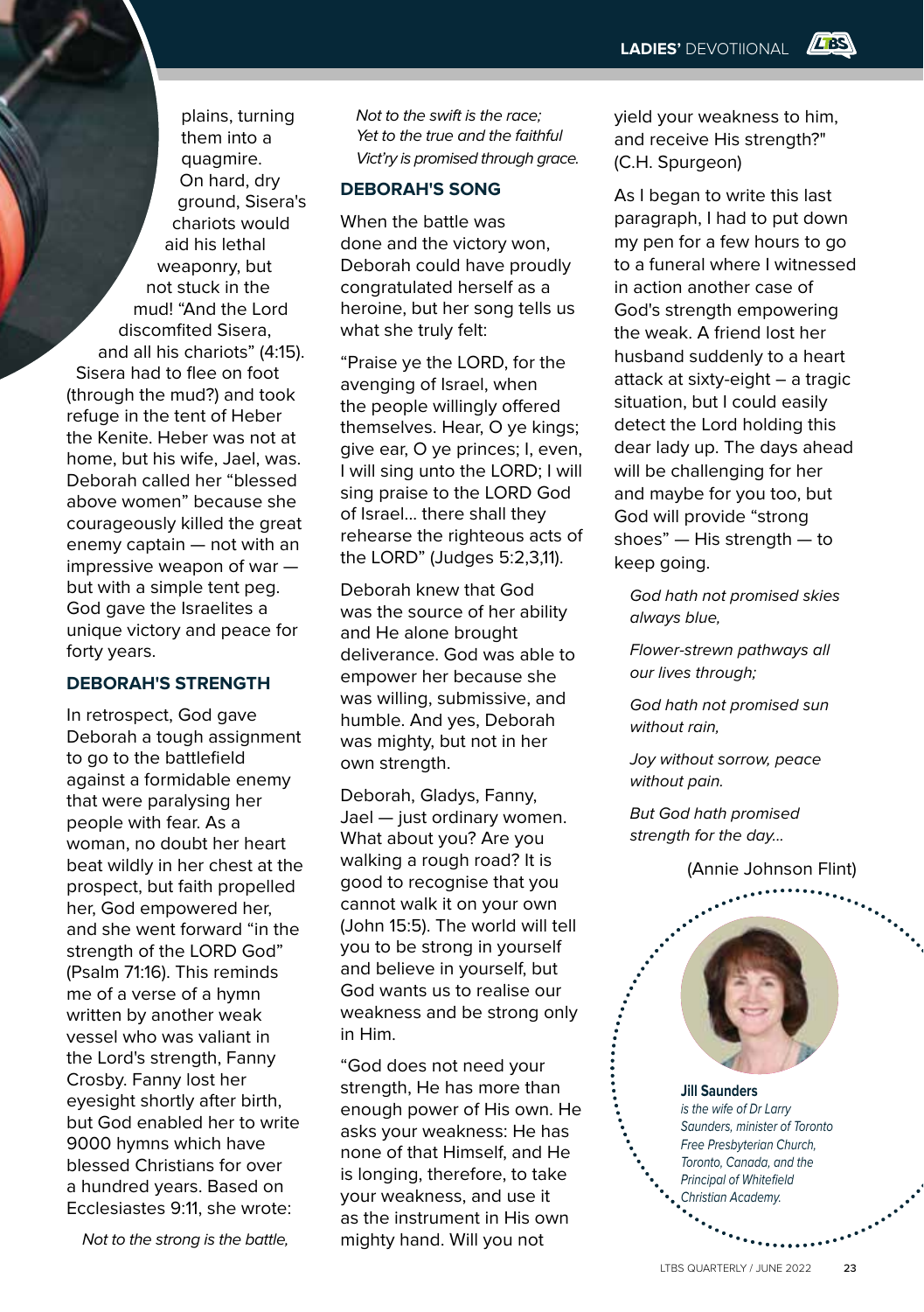plains, turning them into a quagmire. On hard, dry ground, Sisera's chariots would aid his lethal weaponry, but not stuck in the mud! "And the Lord discomfited Sisera, and all his chariots" (4:15). Sisera had to flee on foot (through the mud?) and took refuge in the tent of Heber the Kenite. Heber was not at home, but his wife, Jael, was. Deborah called her "blessed above women" because she courageously killed the great enemy captain — not with an impressive weapon of war — but with a simple tent peg. God gave the Israelites a unique victory and peace for forty years.

### DEBORAH'S STRENGTH

In retrospect, God gave Deborah a tough assignment to go to the battlefield against a formidable enemy that were paralysing her people with fear. As a woman, no doubt her heart beat wildly in her chest at the prospect, but faith propelled her, God empowered her, and she went forward "in the strength of the LORD God" (Psalm 71:16). This reminds me of a verse of a hymn written by another weak vessel who was valiant in the Lord's strength, Fanny Crosby. Fanny lost her eyesight shortly after birth, but God enabled her to write 9000 hymns which have blessed Christians for over a hundred years. Based on Ecclesiastes 9:11, she wrote:

*Not to the strong is the battle,*
*Not to the swift is the race;*
*Yet to the true and the faithful*
*Vict'ry is promised through grace.*

### DEBORAH'S SONG

When the battle was done and the victory won, Deborah could have proudly congratulated herself as a heroine, but her song tells us what she truly felt:

"Praise ye the LORD, for the avenging of Israel, when the people willingly offered themselves. Hear, O ye kings; give ear, O ye princes; I, even, I will sing unto the LORD; I will sing praise to the LORD God of Israel... there shall they rehearse the righteous acts of the LORD" (Judges 5:2,3,11).

Deborah knew that God was the source of her ability and He alone brought deliverance. God was able to empower her because she was willing, submissive, and humble. And yes, Deborah was mighty, but not in her own strength.

Deborah, Gladys, Fanny, Jael — just ordinary women. What about you? Are you walking a rough road? It is good to recognise that you cannot walk it on your own (John 15:5). The world will tell you to be strong in yourself and believe in yourself, but God wants us to realise our weakness and be strong only in Him.

"God does not need your strength, He has more than enough power of His own. He asks your weakness: He has none of that Himself, and He is longing, therefore, to take your weakness, and use it as the instrument in His own mighty hand. Will you not yield your weakness to him, and receive His strength?" (C.H. Spurgeon)

As I began to write this last paragraph, I had to put down my pen for a few hours to go to a funeral where I witnessed in action another case of God's strength empowering the weak. A friend lost her husband suddenly to a heart attack at sixty-eight – a tragic situation, but I could easily detect the Lord holding this dear lady up. The days ahead will be challenging for her and maybe for you too, but God will provide "strong shoes" — His strength — to keep going.

*God hath not promised skies always blue,*

*Flower-strewn pathways all our lives through;*

*God hath not promised sun without rain,*

*Joy without sorrow, peace without pain.*

*But God hath promised strength for the day...*

(Annie Johnson Flint)

**Jill Saunders**
*is the wife of Dr Larry Saunders, minister of Toronto Free Presbyterian Church, Toronto, Canada, and the Principal of Whitefield Christian Academy.*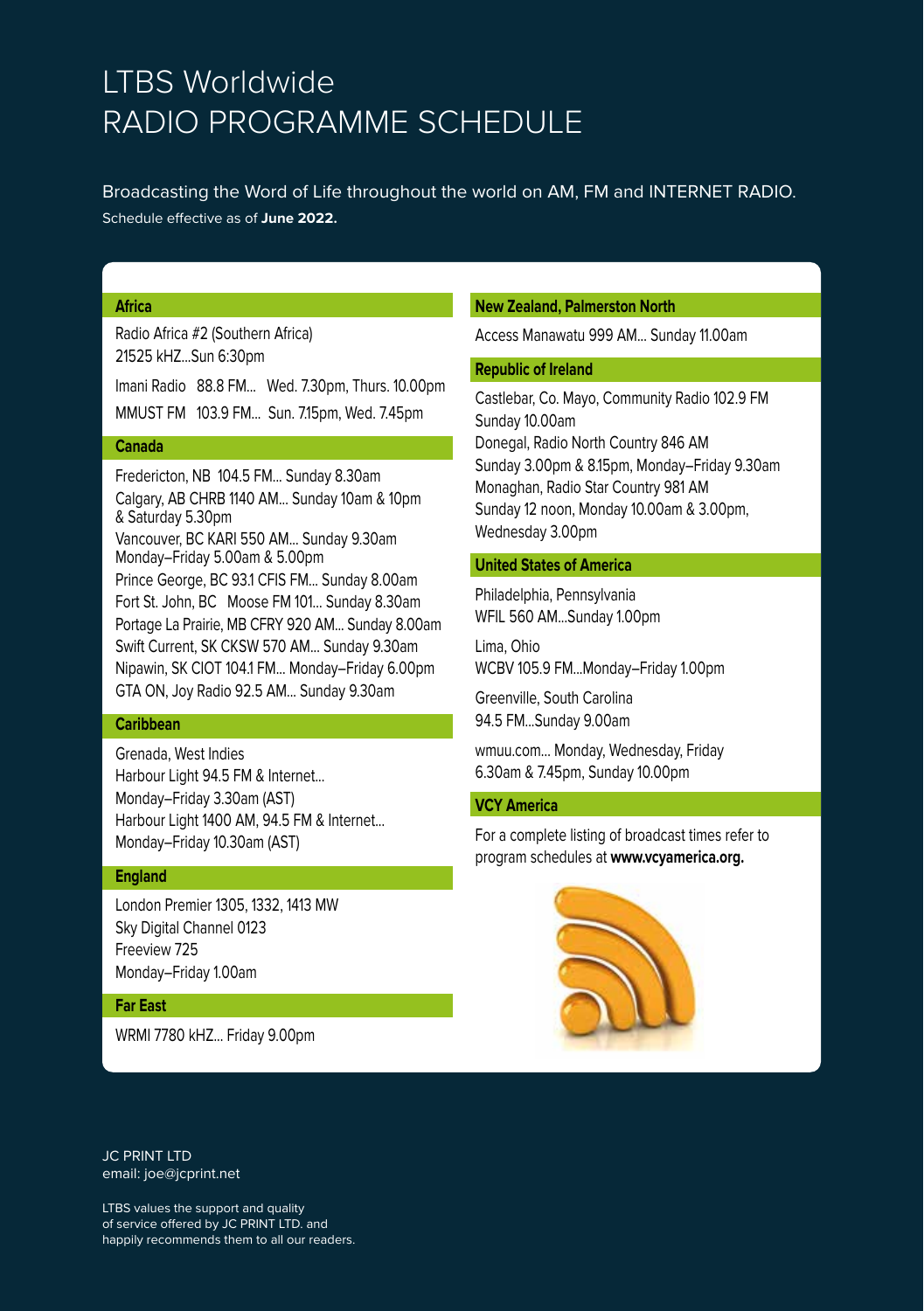# LTBS Worldwide
# RADIO PROGRAMME SCHEDULE

Broadcasting the Word of Life throughout the world on AM, FM and INTERNET RADIO.

Schedule effective as of **June 2022.**

### Africa

Radio Africa #2 (Southern Africa)
21525 kHZ...Sun 6:30pm

Imani Radio 88.8 FM... Wed. 7.30pm, Thurs. 10.00pm

MMUST FM 103.9 FM... Sun. 7.15pm, Wed. 7.45pm

### Canada

Fredericton, NB 104.5 FM... Sunday 8.30am
Calgary, AB CHRB 1140 AM... Sunday 10am & 10pm & Saturday 5.30pm
Vancouver, BC KARI 550 AM... Sunday 9.30am Monday–Friday 5.00am & 5.00pm
Prince George, BC 93.1 CFIS FM... Sunday 8.00am
Fort St. John, BC Moose FM 101... Sunday 8.30am
Portage La Prairie, MB CFRY 920 AM... Sunday 8.00am
Swift Current, SK CKSW 570 AM... Sunday 9.30am
Nipawin, SK CIOT 104.1 FM... Monday–Friday 6.00pm
GTA ON, Joy Radio 92.5 AM... Sunday 9.30am

### Caribbean

Grenada, West Indies
Harbour Light 94.5 FM & Internet...
Monday–Friday 3.30am (AST)
Harbour Light 1400 AM, 94.5 FM & Internet...
Monday–Friday 10.30am (AST)

### England

London Premier 1305, 1332, 1413 MW
Sky Digital Channel 0123
Freeview 725
Monday–Friday 1.00am

### Far East

WRMI 7780 kHZ... Friday 9.00pm

### New Zealand, Palmerston North

Access Manawatu 999 AM... Sunday 11.00am

### Republic of Ireland

Castlebar, Co. Mayo, Community Radio 102.9 FM
Sunday 10.00am
Donegal, Radio North Country 846 AM
Sunday 3.00pm & 8.15pm, Monday–Friday 9.30am
Monaghan, Radio Star Country 981 AM
Sunday 12 noon, Monday 10.00am & 3.00pm, Wednesday 3.00pm

### United States of America

Philadelphia, Pennsylvania
WFIL 560 AM...Sunday 1.00pm

Lima, Ohio
WCBV 105.9 FM...Monday–Friday 1.00pm

Greenville, South Carolina
94.5 FM...Sunday 9.00am

wmuu.com... Monday, Wednesday, Friday
6.30am & 7.45pm, Sunday 10.00pm

### VCY America

For a complete listing of broadcast times refer to program schedules at **www.vcyamerica.org.**

JC PRINT LTD
email: joe@jcprint.net

LTBS values the support and quality of service offered by JC PRINT LTD. and happily recommends them to all our readers.